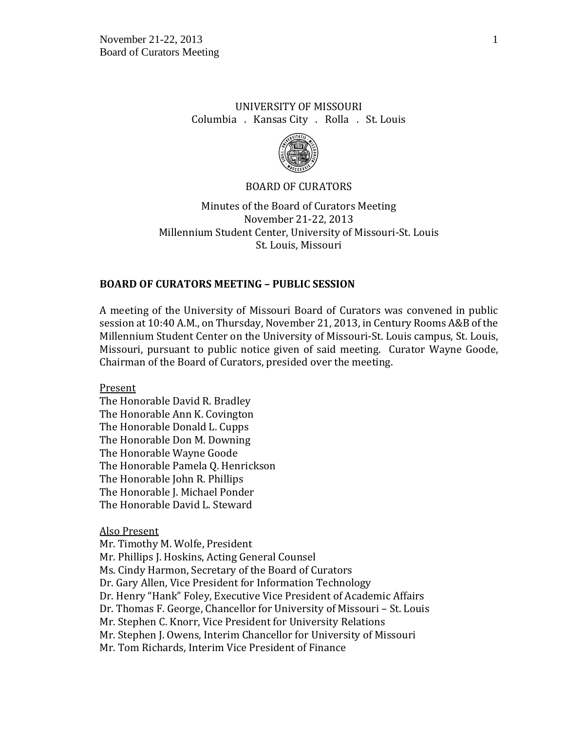UNIVERSITY OF MISSOURI

Columbia . Kansas City . Rolla . St. Louis

BOARD OF CURATORS

Minutes of the Board of Curators Meeting
November 21-22, 2013
Millennium Student Center, University of Missouri-St. Louis
St. Louis, Missouri

**BOARD OF CURATORS MEETING – PUBLIC SESSION**

A meeting of the University of Missouri Board of Curators was convened in public session at 10:40 A.M., on Thursday, November 21, 2013, in Century Rooms A&B of the Millennium Student Center on the University of Missouri-St. Louis campus, St. Louis, Missouri, pursuant to public notice given of said meeting. Curator Wayne Goode, Chairman of the Board of Curators, presided over the meeting.

Present

The Honorable David R. Bradley
The Honorable Ann K. Covington
The Honorable Donald L. Cupps
The Honorable Don M. Downing
The Honorable Wayne Goode
The Honorable Pamela Q. Henrickson
The Honorable John R. Phillips
The Honorable J. Michael Ponder
The Honorable David L. Steward

Also Present

Mr. Timothy M. Wolfe, President
Mr. Phillips J. Hoskins, Acting General Counsel
Ms. Cindy Harmon, Secretary of the Board of Curators
Dr. Gary Allen, Vice President for Information Technology
Dr. Henry "Hank" Foley, Executive Vice President of Academic Affairs
Dr. Thomas F. George, Chancellor for University of Missouri – St. Louis
Mr. Stephen C. Knorr, Vice President for University Relations
Mr. Stephen J. Owens, Interim Chancellor for University of Missouri
Mr. Tom Richards, Interim Vice President of Finance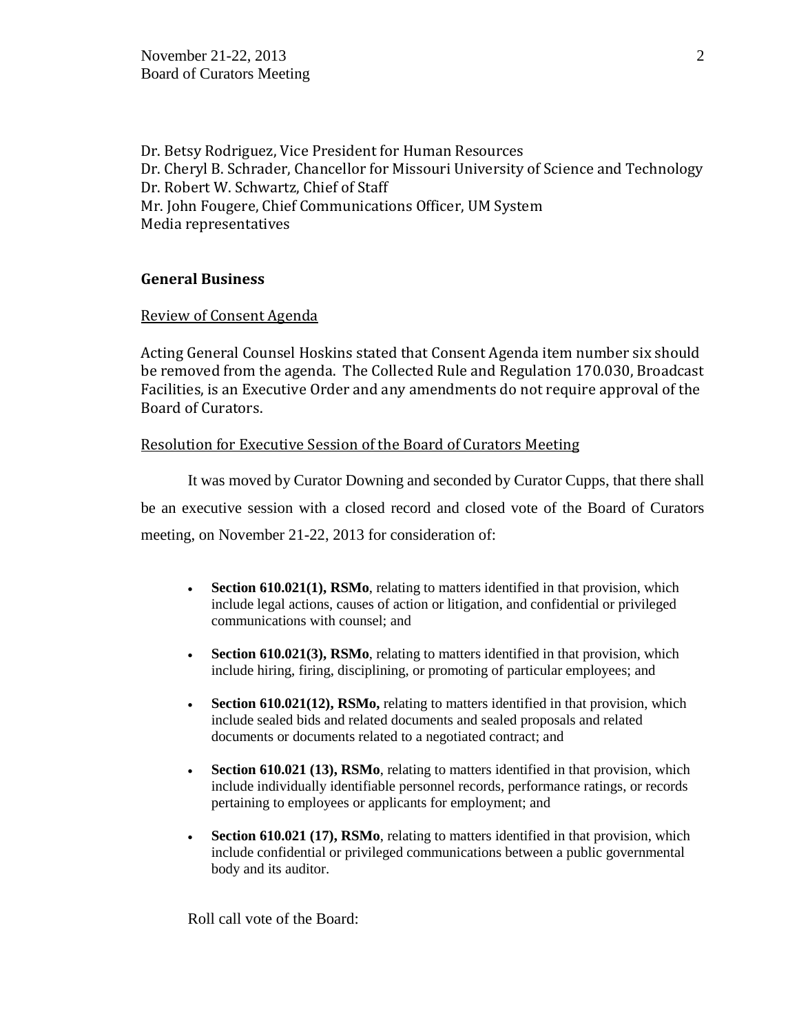Dr. Betsy Rodriguez, Vice President for Human Resources
Dr. Cheryl B. Schrader, Chancellor for Missouri University of Science and Technology
Dr. Robert W. Schwartz, Chief of Staff
Mr. John Fougere, Chief Communications Officer, UM System
Media representatives

## General Business

Review of Consent Agenda

Acting General Counsel Hoskins stated that Consent Agenda item number six should be removed from the agenda. The Collected Rule and Regulation 170.030, Broadcast Facilities, is an Executive Order and any amendments do not require approval of the Board of Curators.

Resolution for Executive Session of the Board of Curators Meeting

It was moved by Curator Downing and seconded by Curator Cupps, that there shall be an executive session with a closed record and closed vote of the Board of Curators meeting, on November 21-22, 2013 for consideration of:

- **Section 610.021(1), RSMo**, relating to matters identified in that provision, which include legal actions, causes of action or litigation, and confidential or privileged communications with counsel; and
- **Section 610.021(3), RSMo**, relating to matters identified in that provision, which include hiring, firing, disciplining, or promoting of particular employees; and
- **Section 610.021(12), RSMo,** relating to matters identified in that provision, which include sealed bids and related documents and sealed proposals and related documents or documents related to a negotiated contract; and
- **Section 610.021 (13), RSMo**, relating to matters identified in that provision, which include individually identifiable personnel records, performance ratings, or records pertaining to employees or applicants for employment; and
- **Section 610.021 (17), RSMo**, relating to matters identified in that provision, which include confidential or privileged communications between a public governmental body and its auditor.

Roll call vote of the Board: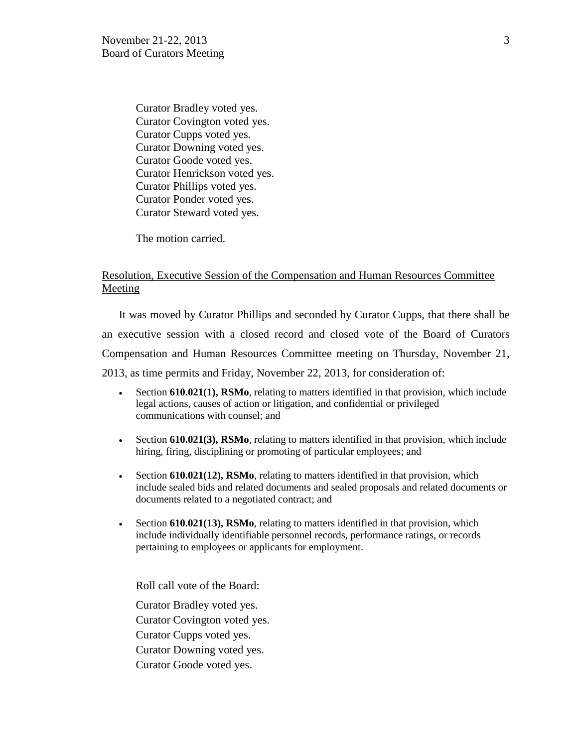Curator Bradley voted yes.
Curator Covington voted yes.
Curator Cupps voted yes.
Curator Downing voted yes.
Curator Goode voted yes.
Curator Henrickson voted yes.
Curator Phillips voted yes.
Curator Ponder voted yes.
Curator Steward voted yes.

The motion carried.

Resolution, Executive Session of the Compensation and Human Resources Committee Meeting

It was moved by Curator Phillips and seconded by Curator Cupps, that there shall be an executive session with a closed record and closed vote of the Board of Curators Compensation and Human Resources Committee meeting on Thursday, November 21, 2013, as time permits and Friday, November 22, 2013, for consideration of:

- Section **610.021(1), RSMo**, relating to matters identified in that provision, which include legal actions, causes of action or litigation, and confidential or privileged communications with counsel; and
- Section **610.021(3), RSMo**, relating to matters identified in that provision, which include hiring, firing, disciplining or promoting of particular employees; and
- Section **610.021(12), RSMo**, relating to matters identified in that provision, which include sealed bids and related documents and sealed proposals and related documents or documents related to a negotiated contract; and
- Section **610.021(13), RSMo**, relating to matters identified in that provision, which include individually identifiable personnel records, performance ratings, or records pertaining to employees or applicants for employment.

Roll call vote of the Board:

Curator Bradley voted yes.
Curator Covington voted yes.
Curator Cupps voted yes.
Curator Downing voted yes.
Curator Goode voted yes.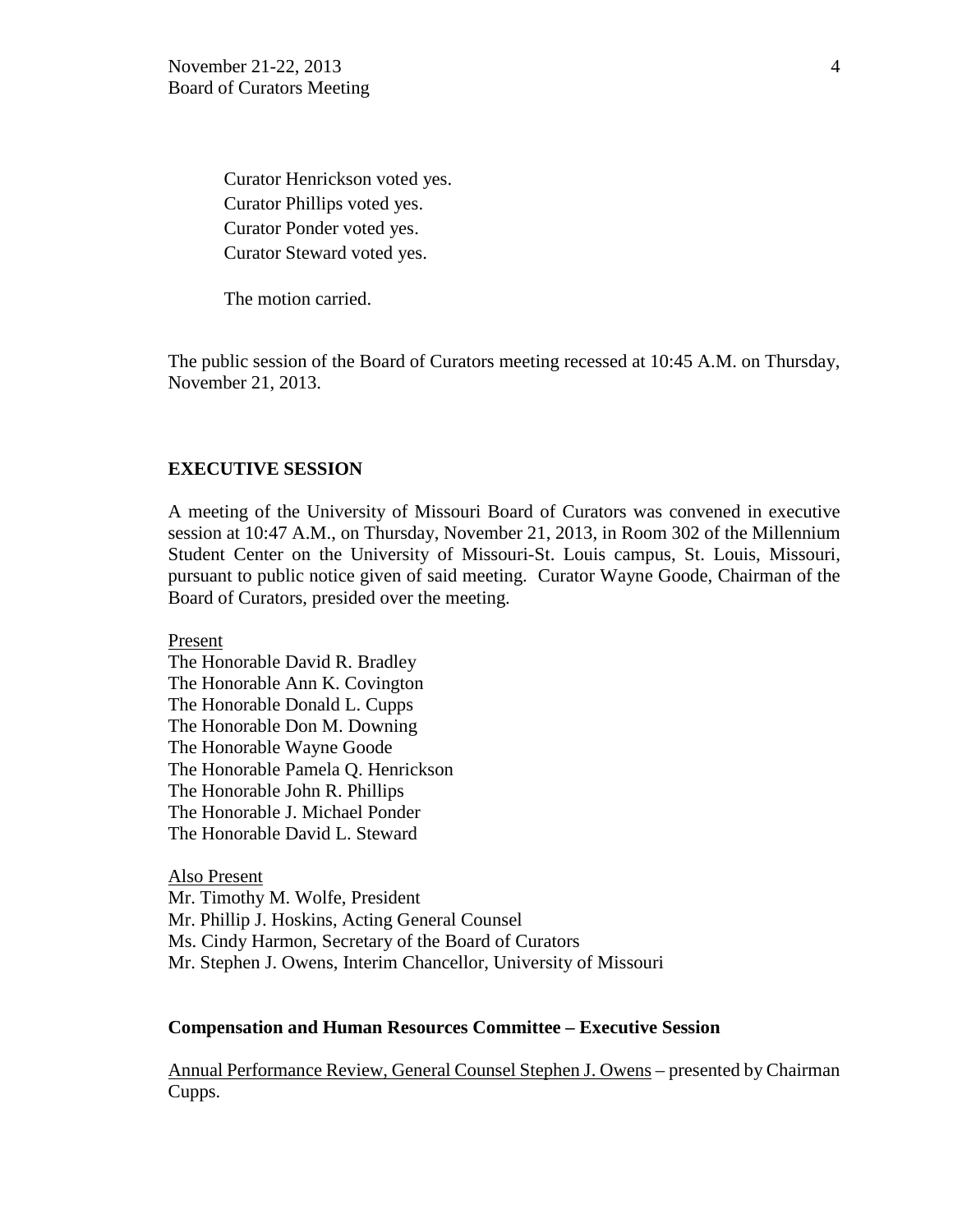Curator Henrickson voted yes.
Curator Phillips voted yes.
Curator Ponder voted yes.
Curator Steward voted yes.

The motion carried.

The public session of the Board of Curators meeting recessed at 10:45 A.M. on Thursday, November 21, 2013.

## EXECUTIVE SESSION

A meeting of the University of Missouri Board of Curators was convened in executive session at 10:47 A.M., on Thursday, November 21, 2013, in Room 302 of the Millennium Student Center on the University of Missouri-St. Louis campus, St. Louis, Missouri, pursuant to public notice given of said meeting. Curator Wayne Goode, Chairman of the Board of Curators, presided over the meeting.

<u>Present</u>
The Honorable David R. Bradley
The Honorable Ann K. Covington
The Honorable Donald L. Cupps
The Honorable Don M. Downing
The Honorable Wayne Goode
The Honorable Pamela Q. Henrickson
The Honorable John R. Phillips
The Honorable J. Michael Ponder
The Honorable David L. Steward

<u>Also Present</u>
Mr. Timothy M. Wolfe, President
Mr. Phillip J. Hoskins, Acting General Counsel
Ms. Cindy Harmon, Secretary of the Board of Curators
Mr. Stephen J. Owens, Interim Chancellor, University of Missouri

### Compensation and Human Resources Committee – Executive Session

<u>Annual Performance Review, General Counsel Stephen J. Owens</u> – presented by Chairman Cupps.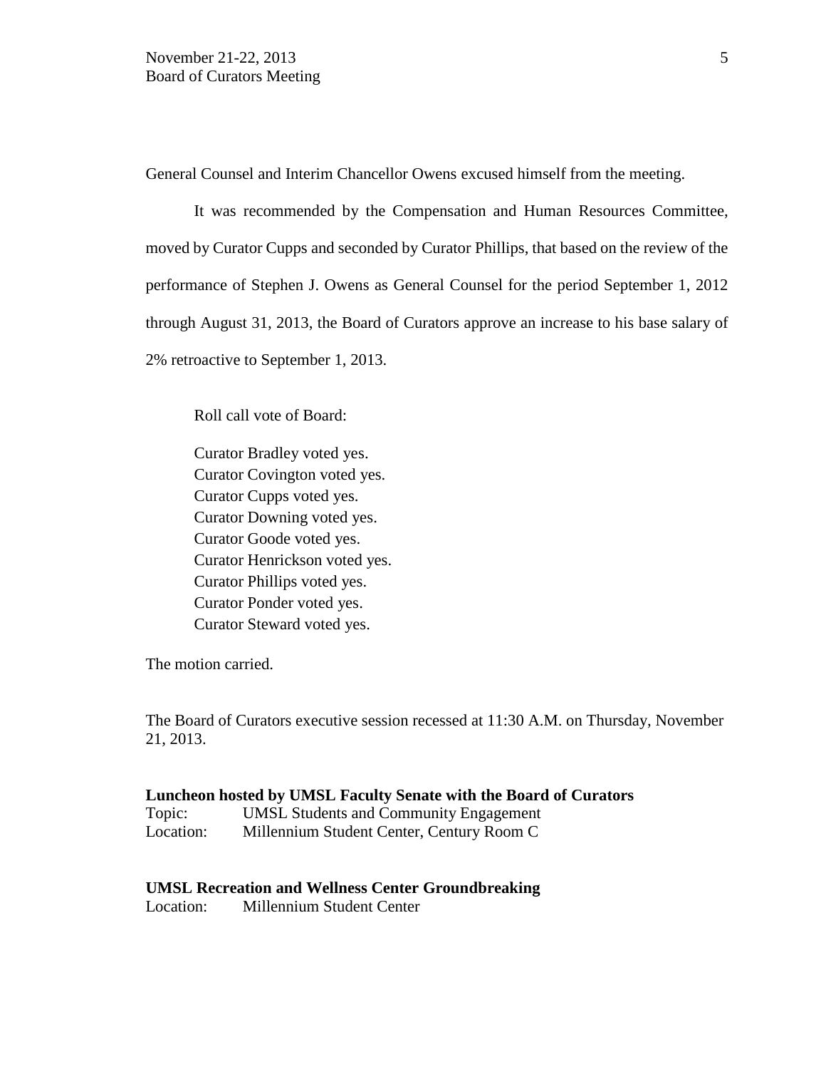General Counsel and Interim Chancellor Owens excused himself from the meeting.

It was recommended by the Compensation and Human Resources Committee, moved by Curator Cupps and seconded by Curator Phillips, that based on the review of the performance of Stephen J. Owens as General Counsel for the period September 1, 2012 through August 31, 2013, the Board of Curators approve an increase to his base salary of 2% retroactive to September 1, 2013.

Roll call vote of Board:

Curator Bradley voted yes.
Curator Covington voted yes.
Curator Cupps voted yes.
Curator Downing voted yes.
Curator Goode voted yes.
Curator Henrickson voted yes.
Curator Phillips voted yes.
Curator Ponder voted yes.
Curator Steward voted yes.

The motion carried.

The Board of Curators executive session recessed at 11:30 A.M. on Thursday, November 21, 2013.

**Luncheon hosted by UMSL Faculty Senate with the Board of Curators**
Topic: UMSL Students and Community Engagement
Location: Millennium Student Center, Century Room C

**UMSL Recreation and Wellness Center Groundbreaking**
Location: Millennium Student Center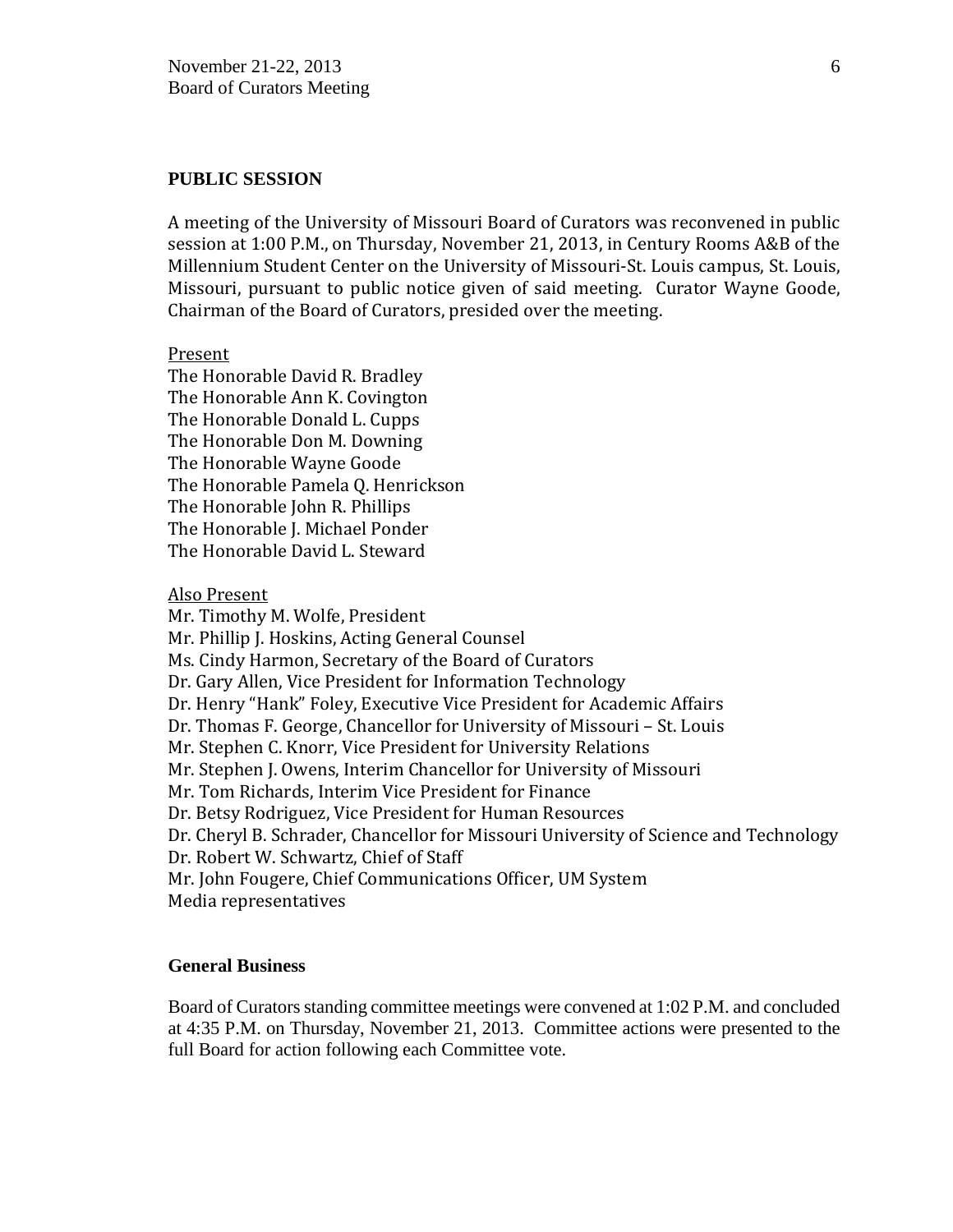## PUBLIC SESSION

A meeting of the University of Missouri Board of Curators was reconvened in public session at 1:00 P.M., on Thursday, November 21, 2013, in Century Rooms A&B of the Millennium Student Center on the University of Missouri-St. Louis campus, St. Louis, Missouri, pursuant to public notice given of said meeting. Curator Wayne Goode, Chairman of the Board of Curators, presided over the meeting.

Present

The Honorable David R. Bradley
The Honorable Ann K. Covington
The Honorable Donald L. Cupps
The Honorable Don M. Downing
The Honorable Wayne Goode
The Honorable Pamela Q. Henrickson
The Honorable John R. Phillips
The Honorable J. Michael Ponder
The Honorable David L. Steward

Also Present

Mr. Timothy M. Wolfe, President
Mr. Phillip J. Hoskins, Acting General Counsel
Ms. Cindy Harmon, Secretary of the Board of Curators
Dr. Gary Allen, Vice President for Information Technology
Dr. Henry "Hank" Foley, Executive Vice President for Academic Affairs
Dr. Thomas F. George, Chancellor for University of Missouri – St. Louis
Mr. Stephen C. Knorr, Vice President for University Relations
Mr. Stephen J. Owens, Interim Chancellor for University of Missouri
Mr. Tom Richards, Interim Vice President for Finance
Dr. Betsy Rodriguez, Vice President for Human Resources
Dr. Cheryl B. Schrader, Chancellor for Missouri University of Science and Technology
Dr. Robert W. Schwartz, Chief of Staff
Mr. John Fougere, Chief Communications Officer, UM System
Media representatives

### General Business

Board of Curators standing committee meetings were convened at 1:02 P.M. and concluded at 4:35 P.M. on Thursday, November 21, 2013. Committee actions were presented to the full Board for action following each Committee vote.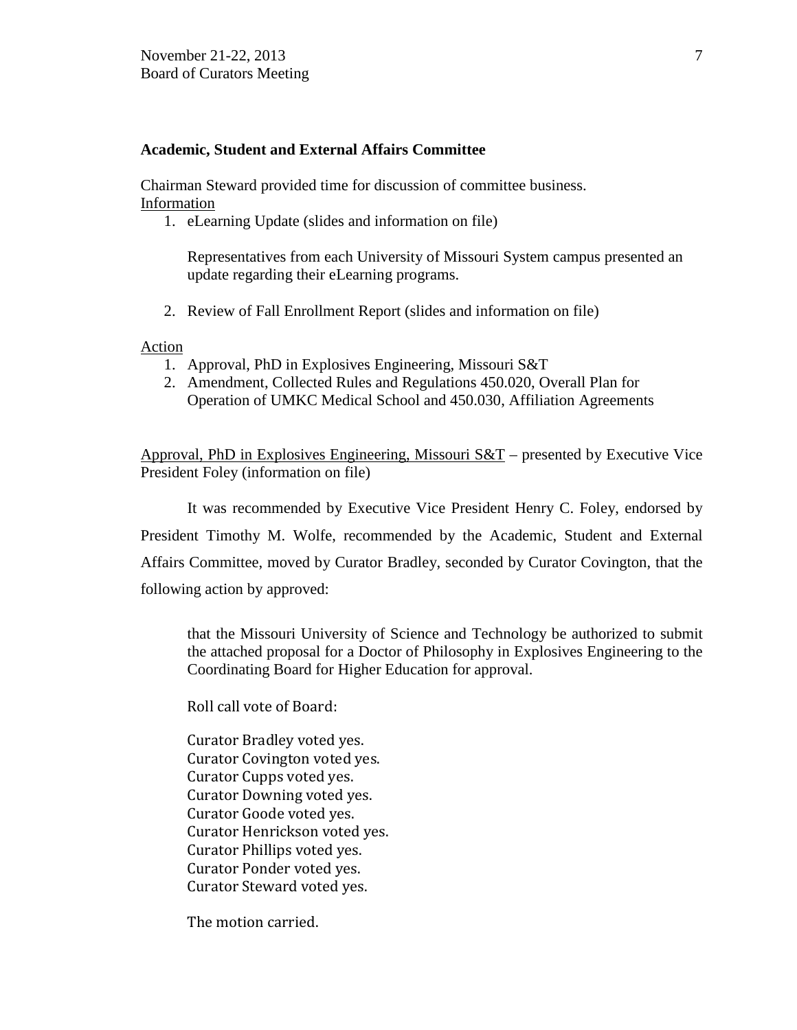**Academic, Student and External Affairs Committee**

Chairman Steward provided time for discussion of committee business.

Information

1. eLearning Update (slides and information on file)

   Representatives from each University of Missouri System campus presented an update regarding their eLearning programs.

2. Review of Fall Enrollment Report (slides and information on file)

Action

1. Approval, PhD in Explosives Engineering, Missouri S&T
2. Amendment, Collected Rules and Regulations 450.020, Overall Plan for Operation of UMKC Medical School and 450.030, Affiliation Agreements

Approval, PhD in Explosives Engineering, Missouri S&T – presented by Executive Vice President Foley (information on file)

It was recommended by Executive Vice President Henry C. Foley, endorsed by President Timothy M. Wolfe, recommended by the Academic, Student and External Affairs Committee, moved by Curator Bradley, seconded by Curator Covington, that the following action by approved:

> that the Missouri University of Science and Technology be authorized to submit the attached proposal for a Doctor of Philosophy in Explosives Engineering to the Coordinating Board for Higher Education for approval.
>
> Roll call vote of Board:
>
> Curator Bradley voted yes.
> Curator Covington voted yes.
> Curator Cupps voted yes.
> Curator Downing voted yes.
> Curator Goode voted yes.
> Curator Henrickson voted yes.
> Curator Phillips voted yes.
> Curator Ponder voted yes.
> Curator Steward voted yes.
>
> The motion carried.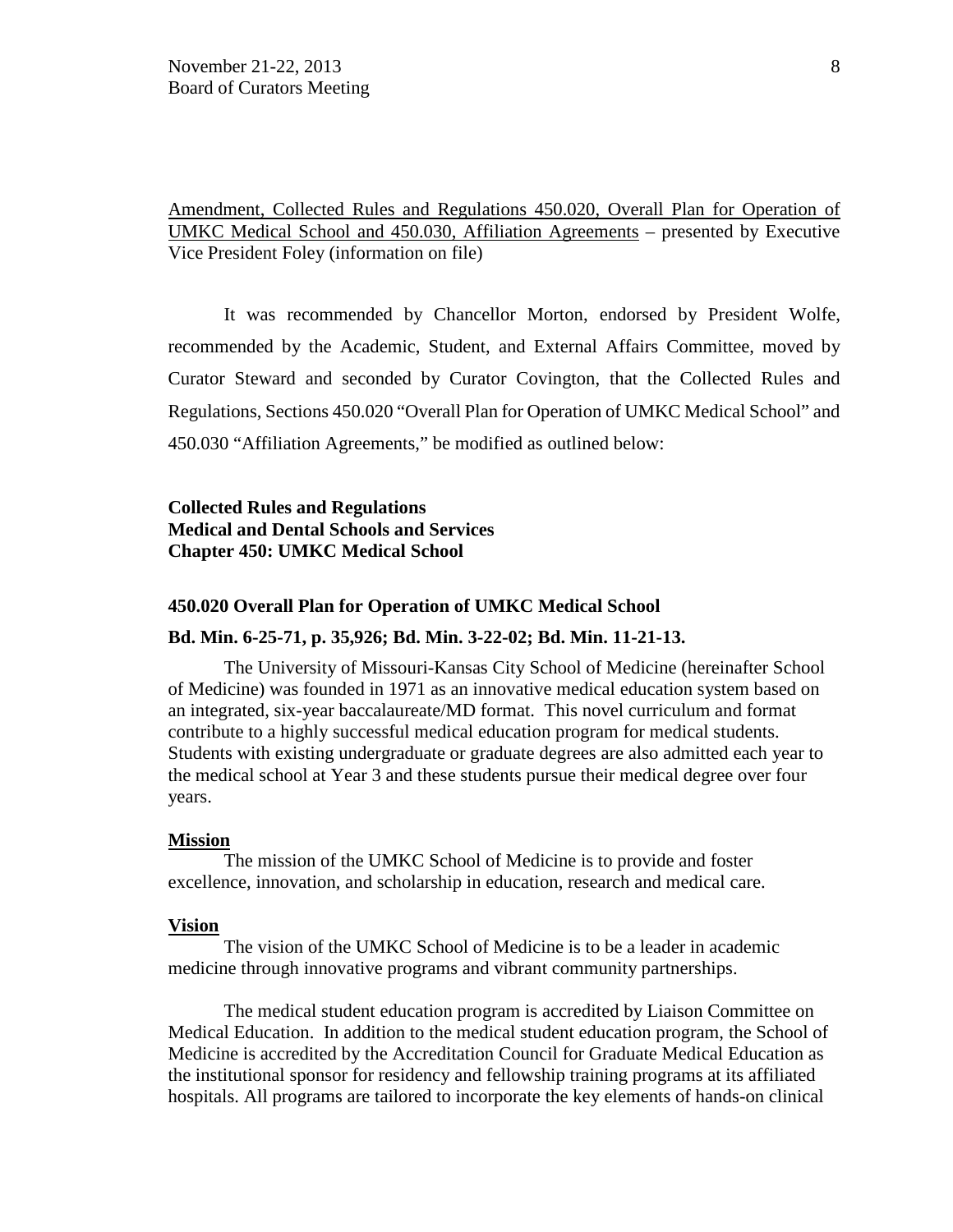Amendment, Collected Rules and Regulations 450.020, Overall Plan for Operation of UMKC Medical School and 450.030, Affiliation Agreements – presented by Executive Vice President Foley (information on file)

It was recommended by Chancellor Morton, endorsed by President Wolfe, recommended by the Academic, Student, and External Affairs Committee, moved by Curator Steward and seconded by Curator Covington, that the Collected Rules and Regulations, Sections 450.020 "Overall Plan for Operation of UMKC Medical School" and 450.030 "Affiliation Agreements," be modified as outlined below:

**Collected Rules and Regulations**
**Medical and Dental Schools and Services**
**Chapter 450: UMKC Medical School**

**450.020 Overall Plan for Operation of UMKC Medical School**

**Bd. Min. 6-25-71, p. 35,926; Bd. Min. 3-22-02; Bd. Min. 11-21-13.**

The University of Missouri-Kansas City School of Medicine (hereinafter School of Medicine) was founded in 1971 as an innovative medical education system based on an integrated, six-year baccalaureate/MD format. This novel curriculum and format contribute to a highly successful medical education program for medical students. Students with existing undergraduate or graduate degrees are also admitted each year to the medical school at Year 3 and these students pursue their medical degree over four years.

**Mission**

The mission of the UMKC School of Medicine is to provide and foster excellence, innovation, and scholarship in education, research and medical care.

**Vision**

The vision of the UMKC School of Medicine is to be a leader in academic medicine through innovative programs and vibrant community partnerships.

The medical student education program is accredited by Liaison Committee on Medical Education. In addition to the medical student education program, the School of Medicine is accredited by the Accreditation Council for Graduate Medical Education as the institutional sponsor for residency and fellowship training programs at its affiliated hospitals. All programs are tailored to incorporate the key elements of hands-on clinical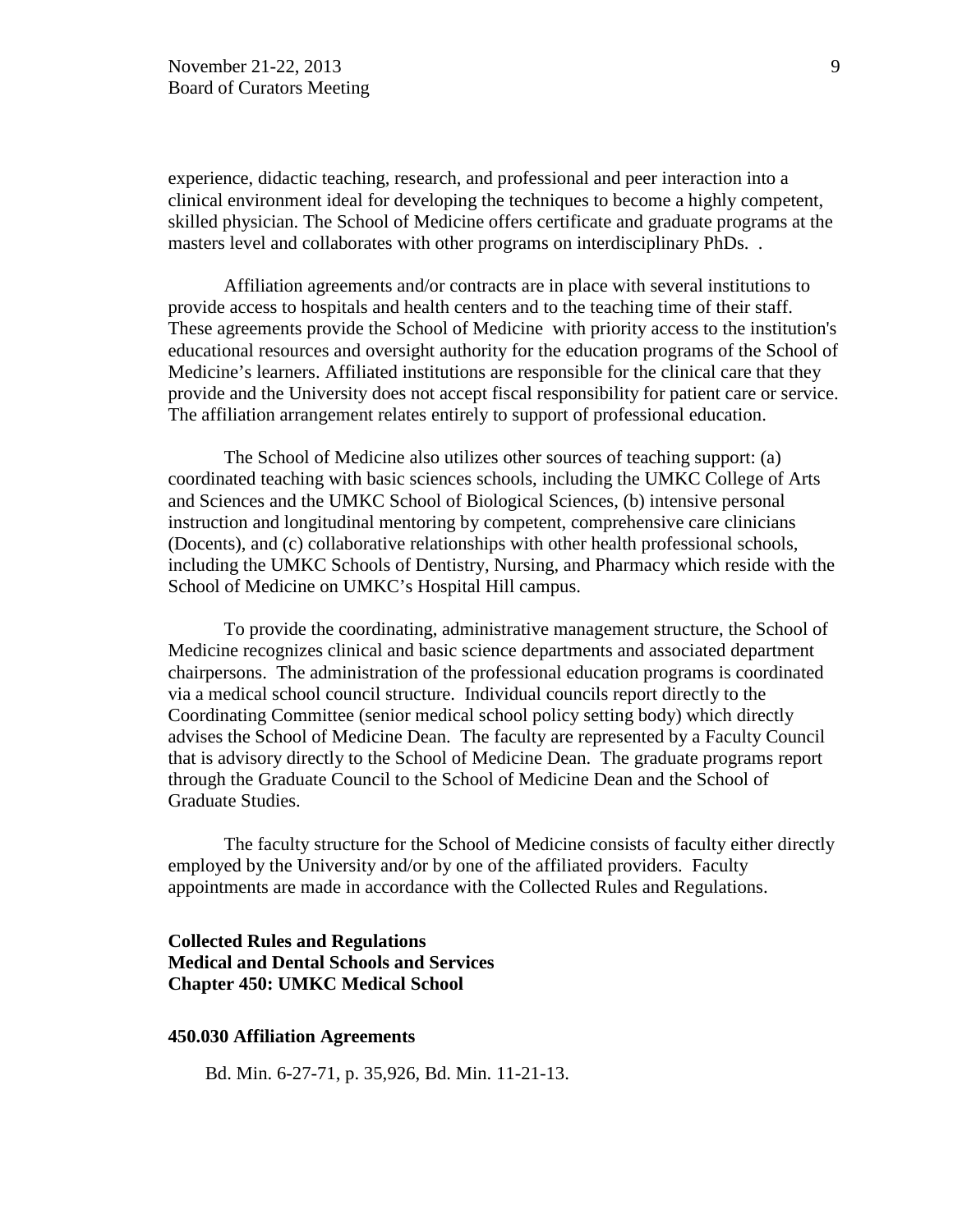experience, didactic teaching, research, and professional and peer interaction into a clinical environment ideal for developing the techniques to become a highly competent, skilled physician. The School of Medicine offers certificate and graduate programs at the masters level and collaborates with other programs on interdisciplinary PhDs. .

Affiliation agreements and/or contracts are in place with several institutions to provide access to hospitals and health centers and to the teaching time of their staff. These agreements provide the School of Medicine with priority access to the institution's educational resources and oversight authority for the education programs of the School of Medicine's learners. Affiliated institutions are responsible for the clinical care that they provide and the University does not accept fiscal responsibility for patient care or service. The affiliation arrangement relates entirely to support of professional education.

The School of Medicine also utilizes other sources of teaching support: (a) coordinated teaching with basic sciences schools, including the UMKC College of Arts and Sciences and the UMKC School of Biological Sciences, (b) intensive personal instruction and longitudinal mentoring by competent, comprehensive care clinicians (Docents), and (c) collaborative relationships with other health professional schools, including the UMKC Schools of Dentistry, Nursing, and Pharmacy which reside with the School of Medicine on UMKC's Hospital Hill campus.

To provide the coordinating, administrative management structure, the School of Medicine recognizes clinical and basic science departments and associated department chairpersons. The administration of the professional education programs is coordinated via a medical school council structure. Individual councils report directly to the Coordinating Committee (senior medical school policy setting body) which directly advises the School of Medicine Dean. The faculty are represented by a Faculty Council that is advisory directly to the School of Medicine Dean. The graduate programs report through the Graduate Council to the School of Medicine Dean and the School of Graduate Studies.

The faculty structure for the School of Medicine consists of faculty either directly employed by the University and/or by one of the affiliated providers. Faculty appointments are made in accordance with the Collected Rules and Regulations.

**Collected Rules and Regulations**
**Medical and Dental Schools and Services**
**Chapter 450: UMKC Medical School**

**450.030 Affiliation Agreements**

Bd. Min. 6-27-71, p. 35,926, Bd. Min. 11-21-13.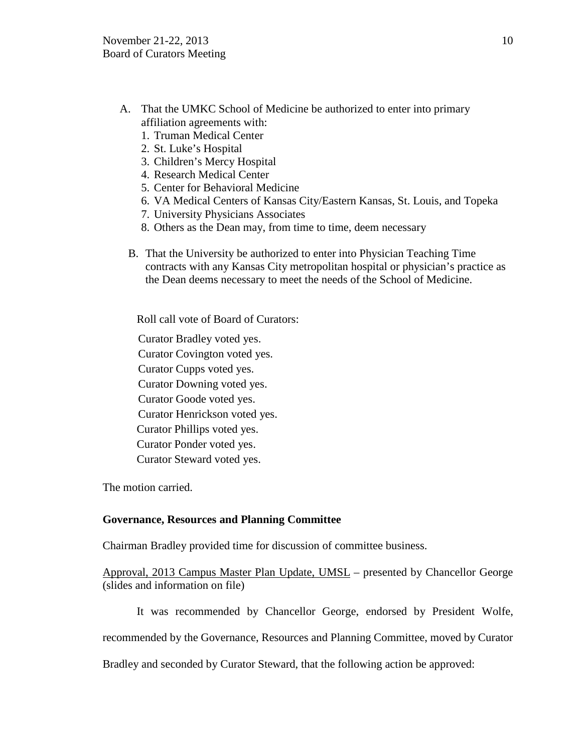A. That the UMKC School of Medicine be authorized to enter into primary affiliation agreements with:
   1. Truman Medical Center
   2. St. Luke's Hospital
   3. Children's Mercy Hospital
   4. Research Medical Center
   5. Center for Behavioral Medicine
   6. VA Medical Centers of Kansas City/Eastern Kansas, St. Louis, and Topeka
   7. University Physicians Associates
   8. Others as the Dean may, from time to time, deem necessary

B. That the University be authorized to enter into Physician Teaching Time contracts with any Kansas City metropolitan hospital or physician's practice as the Dean deems necessary to meet the needs of the School of Medicine.

Roll call vote of Board of Curators:

Curator Bradley voted yes.
Curator Covington voted yes.
Curator Cupps voted yes.
Curator Downing voted yes.
Curator Goode voted yes.
Curator Henrickson voted yes.
Curator Phillips voted yes.
Curator Ponder voted yes.
Curator Steward voted yes.

The motion carried.

**Governance, Resources and Planning Committee**

Chairman Bradley provided time for discussion of committee business.

Approval, 2013 Campus Master Plan Update, UMSL – presented by Chancellor George (slides and information on file)

It was recommended by Chancellor George, endorsed by President Wolfe, recommended by the Governance, Resources and Planning Committee, moved by Curator Bradley and seconded by Curator Steward, that the following action be approved: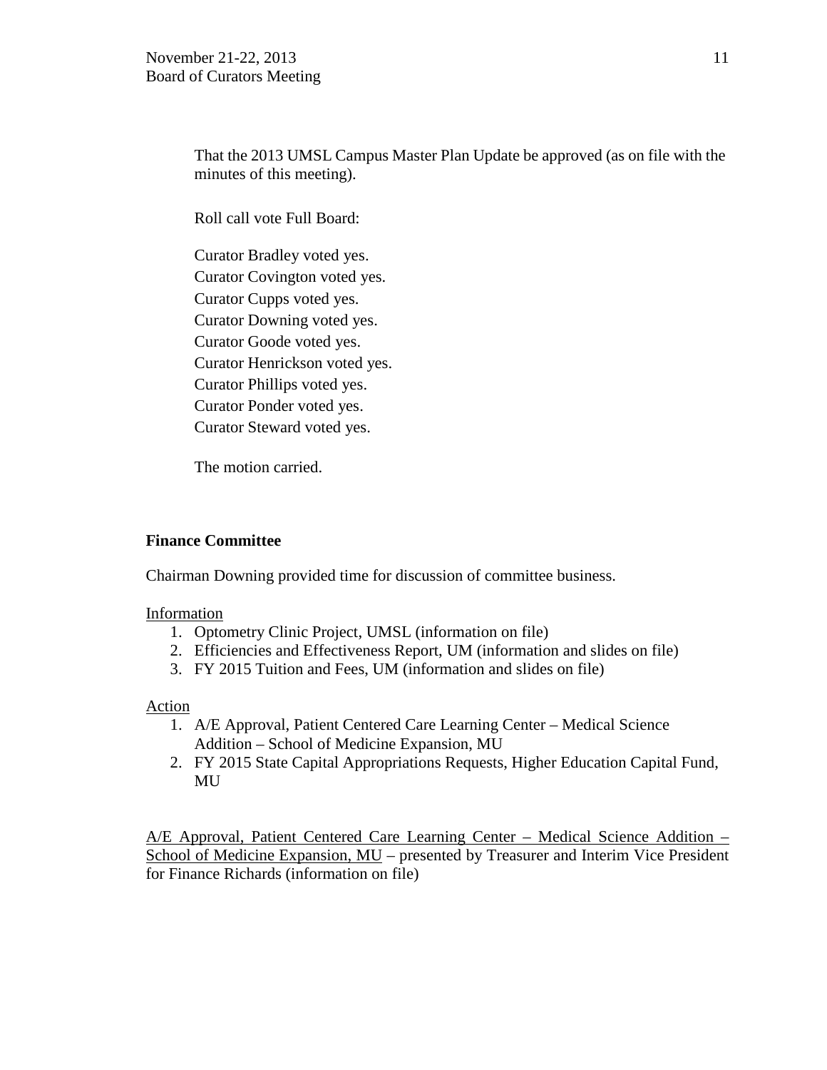That the 2013 UMSL Campus Master Plan Update be approved (as on file with the minutes of this meeting).

Roll call vote Full Board:

Curator Bradley voted yes.
Curator Covington voted yes.
Curator Cupps voted yes.
Curator Downing voted yes.
Curator Goode voted yes.
Curator Henrickson voted yes.
Curator Phillips voted yes.
Curator Ponder voted yes.
Curator Steward voted yes.

The motion carried.

**Finance Committee**

Chairman Downing provided time for discussion of committee business.

Information

1. Optometry Clinic Project, UMSL (information on file)
2. Efficiencies and Effectiveness Report, UM (information and slides on file)
3. FY 2015 Tuition and Fees, UM (information and slides on file)

Action

1. A/E Approval, Patient Centered Care Learning Center – Medical Science Addition – School of Medicine Expansion, MU
2. FY 2015 State Capital Appropriations Requests, Higher Education Capital Fund, MU

A/E Approval, Patient Centered Care Learning Center – Medical Science Addition – School of Medicine Expansion, MU – presented by Treasurer and Interim Vice President for Finance Richards (information on file)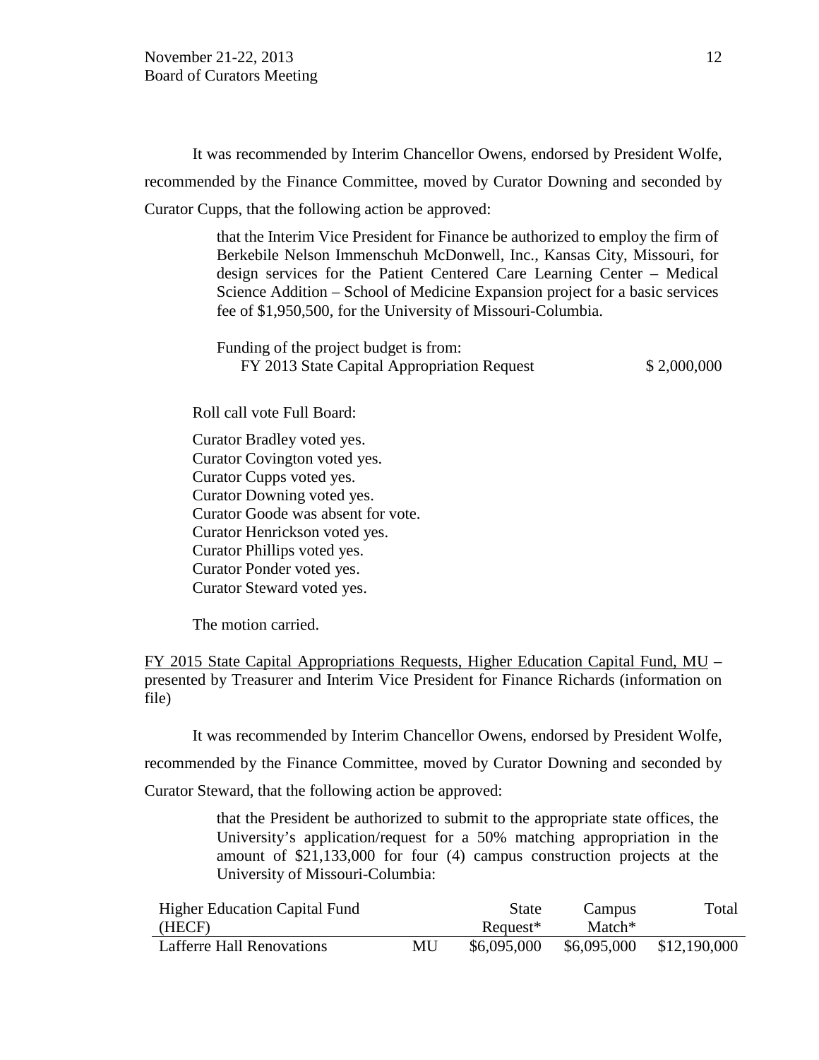It was recommended by Interim Chancellor Owens, endorsed by President Wolfe, recommended by the Finance Committee, moved by Curator Downing and seconded by Curator Cupps, that the following action be approved:

> that the Interim Vice President for Finance be authorized to employ the firm of Berkebile Nelson Immenschuh McDonwell, Inc., Kansas City, Missouri, for design services for the Patient Centered Care Learning Center – Medical Science Addition – School of Medicine Expansion project for a basic services fee of $1,950,500, for the University of Missouri-Columbia.
>
> Funding of the project budget is from:
>
> | | |
> |---|---|
> | FY 2013 State Capital Appropriation Request | $ 2,000,000 |

Roll call vote Full Board:

Curator Bradley voted yes.
Curator Covington voted yes.
Curator Cupps voted yes.
Curator Downing voted yes.
Curator Goode was absent for vote.
Curator Henrickson voted yes.
Curator Phillips voted yes.
Curator Ponder voted yes.
Curator Steward voted yes.

The motion carried.

<u>FY 2015 State Capital Appropriations Requests, Higher Education Capital Fund, MU</u> – presented by Treasurer and Interim Vice President for Finance Richards (information on file)

It was recommended by Interim Chancellor Owens, endorsed by President Wolfe, recommended by the Finance Committee, moved by Curator Downing and seconded by Curator Steward, that the following action be approved:

> that the President be authorized to submit to the appropriate state offices, the University's application/request for a 50% matching appropriation in the amount of $21,133,000 for four (4) campus construction projects at the University of Missouri-Columbia:

| Higher Education Capital Fund (HECF) | | State Request* | Campus Match* | Total |
|---|---|---|---|---|
| Lafferre Hall Renovations | MU | $6,095,000 | $6,095,000 | $12,190,000 |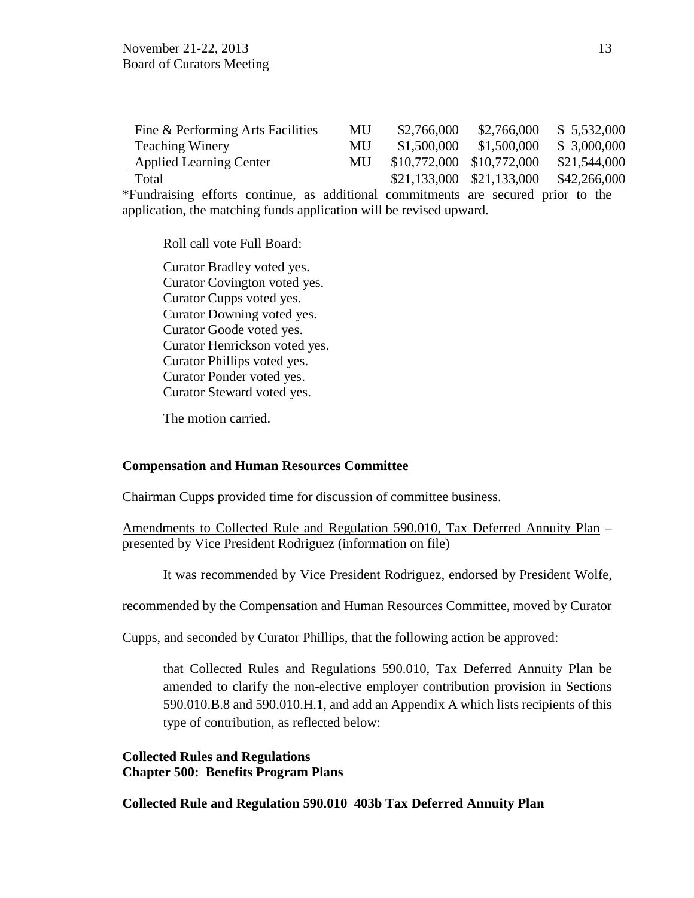| Fine & Performing Arts Facilities | MU | $2,766,000 | $2,766,000 | $ 5,532,000 |
|---|---|---|---|---|
| Teaching Winery | MU | $1,500,000 | $1,500,000 | $ 3,000,000 |
| Applied Learning Center | MU | $10,772,000 | $10,772,000 | $21,544,000 |
| Total | | $21,133,000 | $21,133,000 | $42,266,000 |

*Fundraising efforts continue, as additional commitments are secured prior to the application, the matching funds application will be revised upward.

Roll call vote Full Board:

Curator Bradley voted yes.
Curator Covington voted yes.
Curator Cupps voted yes.
Curator Downing voted yes.
Curator Goode voted yes.
Curator Henrickson voted yes.
Curator Phillips voted yes.
Curator Ponder voted yes.
Curator Steward voted yes.

The motion carried.

**Compensation and Human Resources Committee**

Chairman Cupps provided time for discussion of committee business.

Amendments to Collected Rule and Regulation 590.010, Tax Deferred Annuity Plan – presented by Vice President Rodriguez (information on file)

It was recommended by Vice President Rodriguez, endorsed by President Wolfe, recommended by the Compensation and Human Resources Committee, moved by Curator Cupps, and seconded by Curator Phillips, that the following action be approved:

that Collected Rules and Regulations 590.010, Tax Deferred Annuity Plan be amended to clarify the non-elective employer contribution provision in Sections 590.010.B.8 and 590.010.H.1, and add an Appendix A which lists recipients of this type of contribution, as reflected below:

**Collected Rules and Regulations**
**Chapter 500: Benefits Program Plans**

**Collected Rule and Regulation 590.010 403b Tax Deferred Annuity Plan**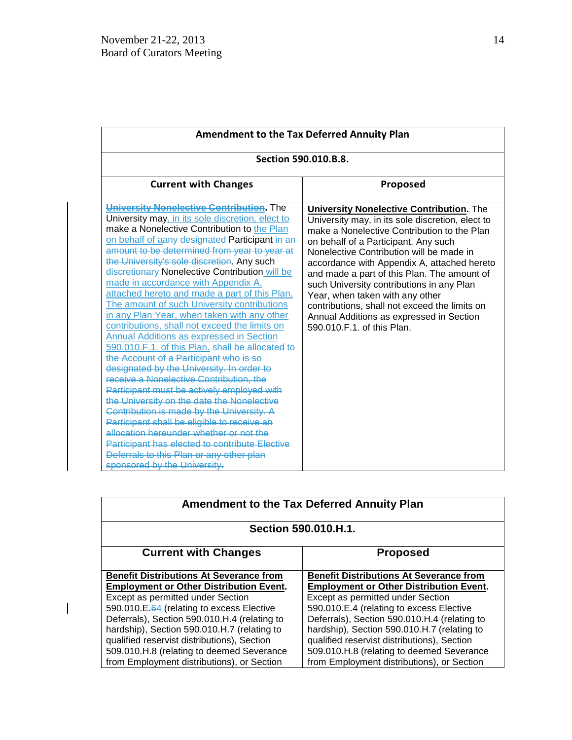| Amendment to the Tax Deferred Annuity Plan | |
|---|---|
| **Section 590.010.B.8.** | |
| **Current with Changes** | **Proposed** |
| ~~University Nonelective Contribution~~. The University may, in its sole discretion, elect to make a Nonelective Contribution to the Plan on behalf of a ~~any designated~~ Participant ~~in an amount to be determined from year to year at the University's sole discretion~~. Any such ~~discretionary~~ Nonelective Contribution will be made in accordance with Appendix A, attached hereto and made a part of this Plan. The amount of such University contributions in any Plan Year, when taken with any other contributions, shall not exceed the limits on Annual Additions as expressed in Section 590.010.F.1. of this Plan. ~~shall be allocated to the Account of a Participant who is so designated by the University. In order to receive a Nonelective Contribution, the Participant must be actively employed with the University on the date the Nonelective Contribution is made by the University. A Participant shall be eligible to receive an allocation hereunder whether or not the Participant has elected to contribute Elective Deferrals to this Plan or any other plan sponsored by the University.~~ | **University Nonelective Contribution**. The University may, in its sole discretion, elect to make a Nonelective Contribution to the Plan on behalf of a Participant. Any such Nonelective Contribution will be made in accordance with Appendix A, attached hereto and made a part of this Plan. The amount of such University contributions in any Plan Year, when taken with any other contributions, shall not exceed the limits on Annual Additions as expressed in Section 590.010.F.1. of this Plan. |

| Amendment to the Tax Deferred Annuity Plan | |
|---|---|
| **Section 590.010.H.1.** | |
| **Current with Changes** | **Proposed** |
| **Benefit Distributions At Severance from Employment or Other Distribution Event**. Except as permitted under Section 590.010.E.~~6~~4 (relating to excess Elective Deferrals), Section 590.010.H.4 (relating to hardship), Section 590.010.H.7 (relating to qualified reservist distributions), Section 509.010.H.8 (relating to deemed Severance from Employment distributions), or Section | **Benefit Distributions At Severance from Employment or Other Distribution Event**. Except as permitted under Section 590.010.E.4 (relating to excess Elective Deferrals), Section 590.010.H.4 (relating to hardship), Section 590.010.H.7 (relating to qualified reservist distributions), Section 509.010.H.8 (relating to deemed Severance from Employment distributions), or Section |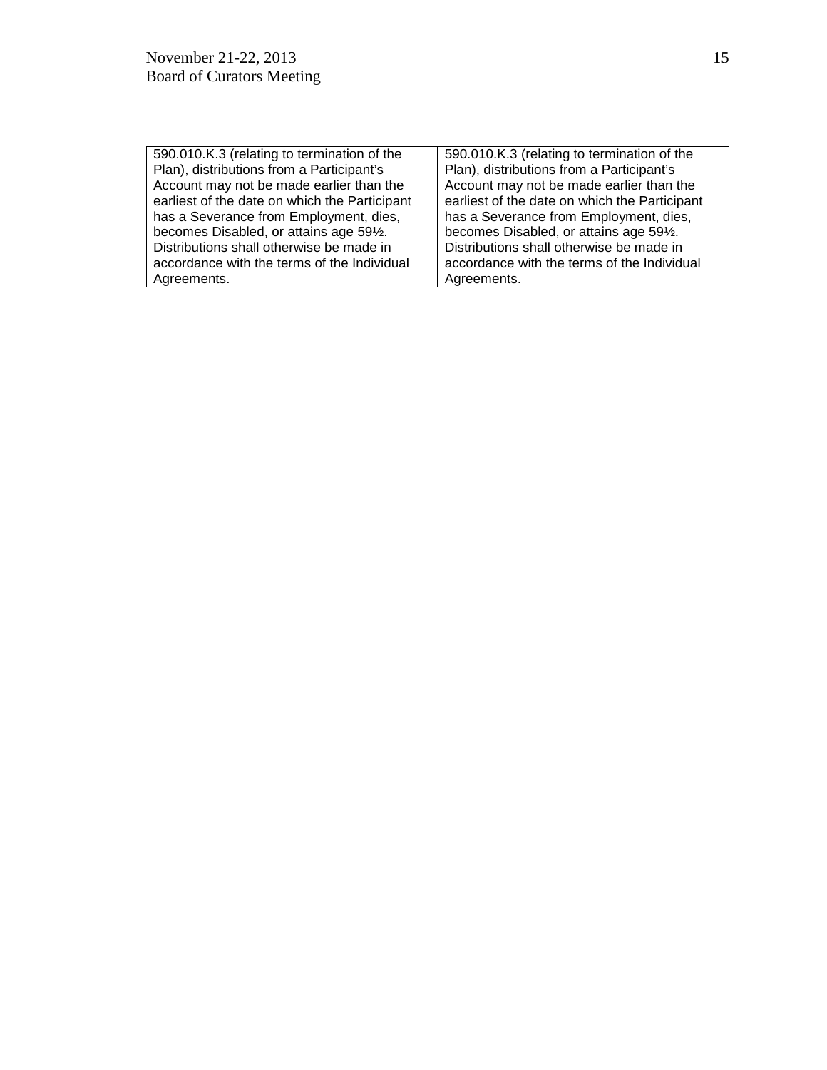| | |
|---|---|
| 590.010.K.3 (relating to termination of the Plan), distributions from a Participant's Account may not be made earlier than the earliest of the date on which the Participant has a Severance from Employment, dies, becomes Disabled, or attains age 59½. Distributions shall otherwise be made in accordance with the terms of the Individual Agreements. | 590.010.K.3 (relating to termination of the Plan), distributions from a Participant's Account may not be made earlier than the earliest of the date on which the Participant has a Severance from Employment, dies, becomes Disabled, or attains age 59½. Distributions shall otherwise be made in accordance with the terms of the Individual Agreements. |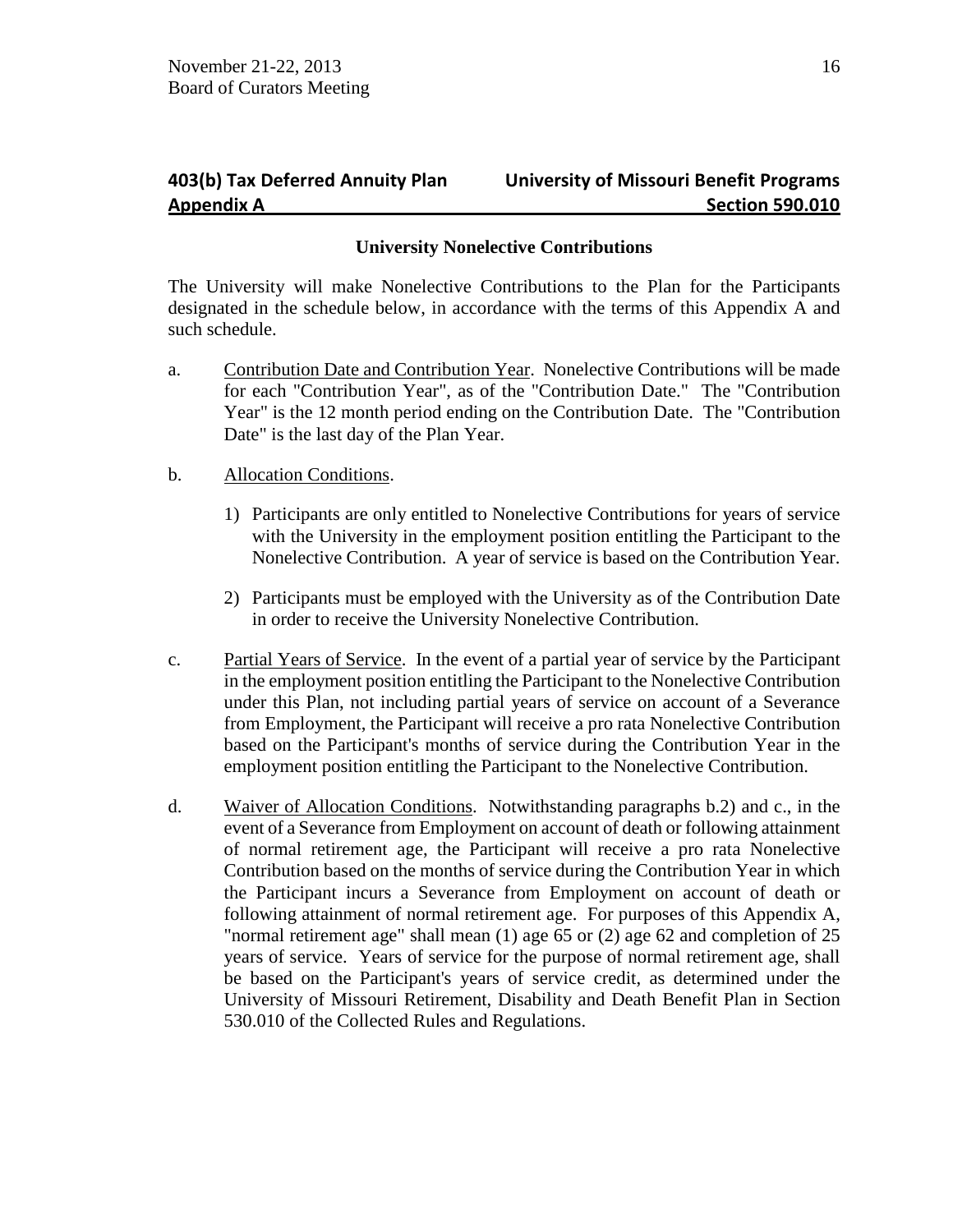## 403(b) Tax Deferred Annuity Plan — University of Missouri Benefit Programs
## Appendix A — Section 590.010

**University Nonelective Contributions**

The University will make Nonelective Contributions to the Plan for the Participants designated in the schedule below, in accordance with the terms of this Appendix A and such schedule.

a. Contribution Date and Contribution Year. Nonelective Contributions will be made for each "Contribution Year", as of the "Contribution Date." The "Contribution Year" is the 12 month period ending on the Contribution Date. The "Contribution Date" is the last day of the Plan Year.

b. Allocation Conditions.

   1) Participants are only entitled to Nonelective Contributions for years of service with the University in the employment position entitling the Participant to the Nonelective Contribution. A year of service is based on the Contribution Year.

   2) Participants must be employed with the University as of the Contribution Date in order to receive the University Nonelective Contribution.

c. Partial Years of Service. In the event of a partial year of service by the Participant in the employment position entitling the Participant to the Nonelective Contribution under this Plan, not including partial years of service on account of a Severance from Employment, the Participant will receive a pro rata Nonelective Contribution based on the Participant's months of service during the Contribution Year in the employment position entitling the Participant to the Nonelective Contribution.

d. Waiver of Allocation Conditions. Notwithstanding paragraphs b.2) and c., in the event of a Severance from Employment on account of death or following attainment of normal retirement age, the Participant will receive a pro rata Nonelective Contribution based on the months of service during the Contribution Year in which the Participant incurs a Severance from Employment on account of death or following attainment of normal retirement age. For purposes of this Appendix A, "normal retirement age" shall mean (1) age 65 or (2) age 62 and completion of 25 years of service. Years of service for the purpose of normal retirement age, shall be based on the Participant's years of service credit, as determined under the University of Missouri Retirement, Disability and Death Benefit Plan in Section 530.010 of the Collected Rules and Regulations.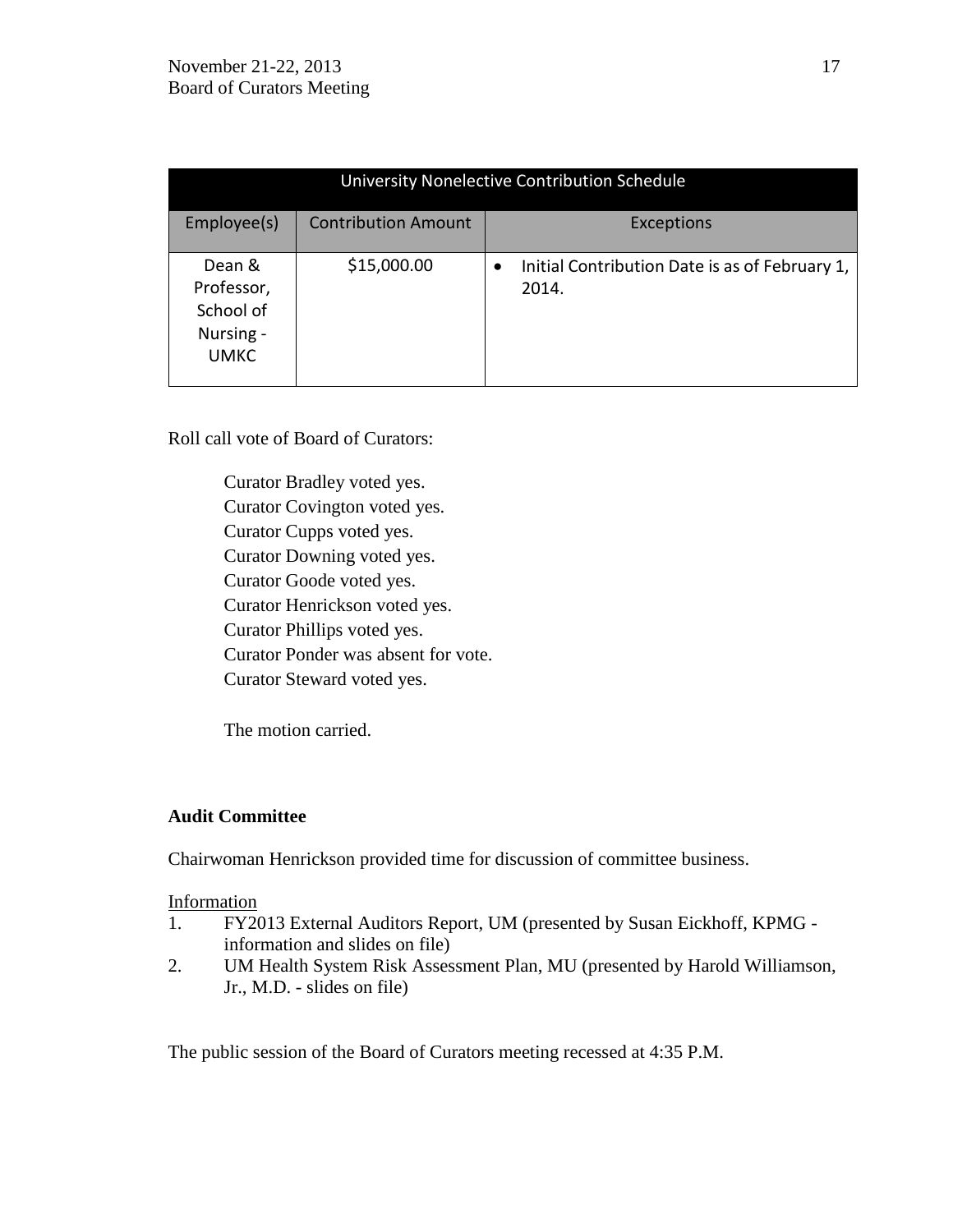| University Nonelective Contribution Schedule | | |
| --- | --- | --- |
| Employee(s) | Contribution Amount | Exceptions |
| Dean & Professor, School of Nursing - UMKC | $15,000.00 | • Initial Contribution Date is as of February 1, 2014. |

Roll call vote of Board of Curators:

Curator Bradley voted yes.
Curator Covington voted yes.
Curator Cupps voted yes.
Curator Downing voted yes.
Curator Goode voted yes.
Curator Henrickson voted yes.
Curator Phillips voted yes.
Curator Ponder was absent for vote.
Curator Steward voted yes.

The motion carried.

**Audit Committee**

Chairwoman Henrickson provided time for discussion of committee business.

Information

1. FY2013 External Auditors Report, UM (presented by Susan Eickhoff, KPMG - information and slides on file)
2. UM Health System Risk Assessment Plan, MU (presented by Harold Williamson, Jr., M.D. - slides on file)

The public session of the Board of Curators meeting recessed at 4:35 P.M.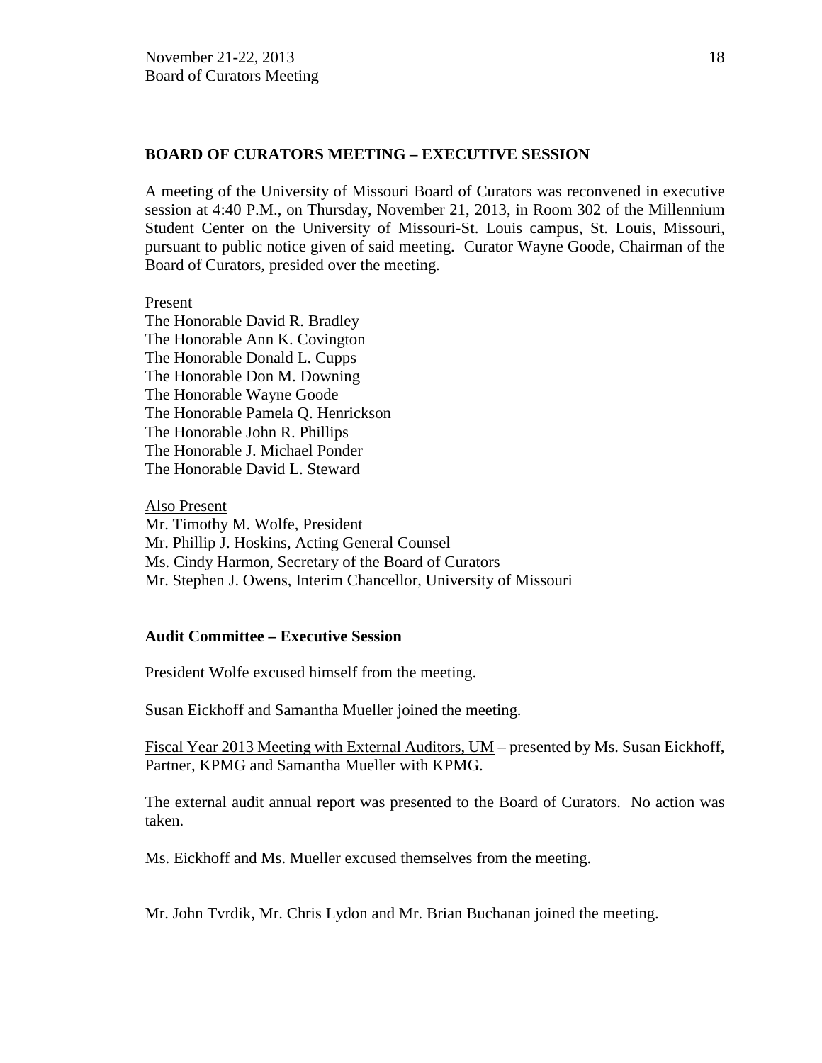## BOARD OF CURATORS MEETING – EXECUTIVE SESSION

A meeting of the University of Missouri Board of Curators was reconvened in executive session at 4:40 P.M., on Thursday, November 21, 2013, in Room 302 of the Millennium Student Center on the University of Missouri-St. Louis campus, St. Louis, Missouri, pursuant to public notice given of said meeting. Curator Wayne Goode, Chairman of the Board of Curators, presided over the meeting.

Present
The Honorable David R. Bradley
The Honorable Ann K. Covington
The Honorable Donald L. Cupps
The Honorable Don M. Downing
The Honorable Wayne Goode
The Honorable Pamela Q. Henrickson
The Honorable John R. Phillips
The Honorable J. Michael Ponder
The Honorable David L. Steward

Also Present
Mr. Timothy M. Wolfe, President
Mr. Phillip J. Hoskins, Acting General Counsel
Ms. Cindy Harmon, Secretary of the Board of Curators
Mr. Stephen J. Owens, Interim Chancellor, University of Missouri

### Audit Committee – Executive Session

President Wolfe excused himself from the meeting.

Susan Eickhoff and Samantha Mueller joined the meeting.

Fiscal Year 2013 Meeting with External Auditors, UM – presented by Ms. Susan Eickhoff, Partner, KPMG and Samantha Mueller with KPMG.

The external audit annual report was presented to the Board of Curators. No action was taken.

Ms. Eickhoff and Ms. Mueller excused themselves from the meeting.

Mr. John Tvrdik, Mr. Chris Lydon and Mr. Brian Buchanan joined the meeting.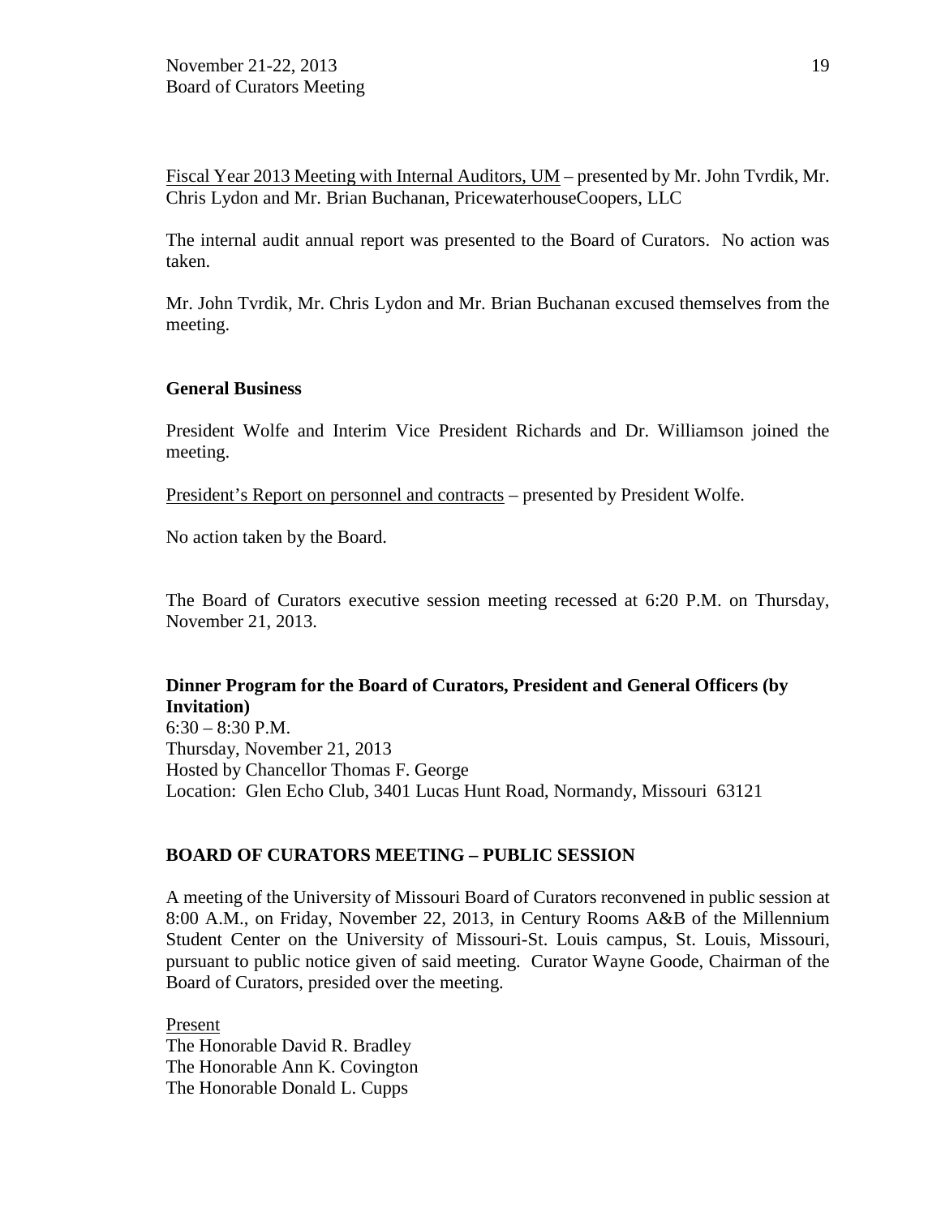Fiscal Year 2013 Meeting with Internal Auditors, UM – presented by Mr. John Tvrdik, Mr. Chris Lydon and Mr. Brian Buchanan, PricewaterhouseCoopers, LLC

The internal audit annual report was presented to the Board of Curators. No action was taken.

Mr. John Tvrdik, Mr. Chris Lydon and Mr. Brian Buchanan excused themselves from the meeting.

**General Business**

President Wolfe and Interim Vice President Richards and Dr. Williamson joined the meeting.

President's Report on personnel and contracts – presented by President Wolfe.

No action taken by the Board.

The Board of Curators executive session meeting recessed at 6:20 P.M. on Thursday, November 21, 2013.

**Dinner Program for the Board of Curators, President and General Officers (by Invitation)**
6:30 – 8:30 P.M.
Thursday, November 21, 2013
Hosted by Chancellor Thomas F. George
Location: Glen Echo Club, 3401 Lucas Hunt Road, Normandy, Missouri 63121

**BOARD OF CURATORS MEETING – PUBLIC SESSION**

A meeting of the University of Missouri Board of Curators reconvened in public session at 8:00 A.M., on Friday, November 22, 2013, in Century Rooms A&B of the Millennium Student Center on the University of Missouri-St. Louis campus, St. Louis, Missouri, pursuant to public notice given of said meeting. Curator Wayne Goode, Chairman of the Board of Curators, presided over the meeting.

Present
The Honorable David R. Bradley
The Honorable Ann K. Covington
The Honorable Donald L. Cupps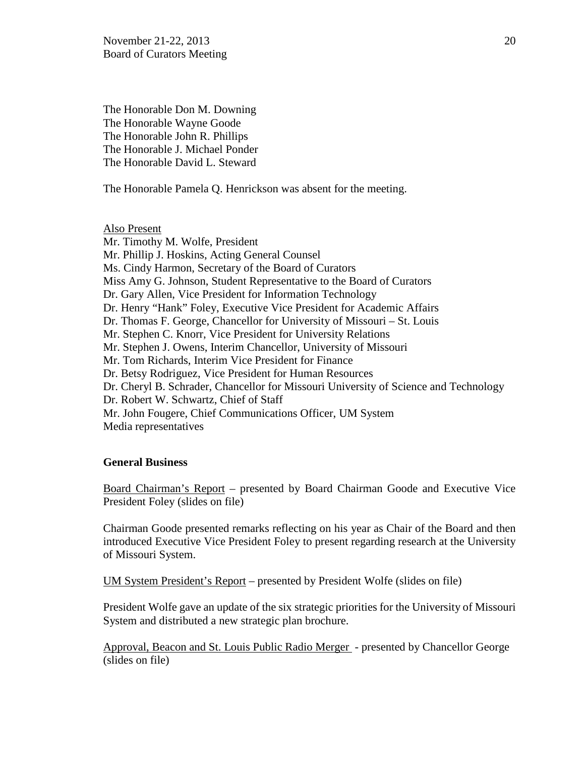The Honorable Don M. Downing
The Honorable Wayne Goode
The Honorable John R. Phillips
The Honorable J. Michael Ponder
The Honorable David L. Steward

The Honorable Pamela Q. Henrickson was absent for the meeting.

Also Present
Mr. Timothy M. Wolfe, President
Mr. Phillip J. Hoskins, Acting General Counsel
Ms. Cindy Harmon, Secretary of the Board of Curators
Miss Amy G. Johnson, Student Representative to the Board of Curators
Dr. Gary Allen, Vice President for Information Technology
Dr. Henry "Hank" Foley, Executive Vice President for Academic Affairs
Dr. Thomas F. George, Chancellor for University of Missouri – St. Louis
Mr. Stephen C. Knorr, Vice President for University Relations
Mr. Stephen J. Owens, Interim Chancellor, University of Missouri
Mr. Tom Richards, Interim Vice President for Finance
Dr. Betsy Rodriguez, Vice President for Human Resources
Dr. Cheryl B. Schrader, Chancellor for Missouri University of Science and Technology
Dr. Robert W. Schwartz, Chief of Staff
Mr. John Fougere, Chief Communications Officer, UM System
Media representatives

**General Business**

Board Chairman's Report – presented by Board Chairman Goode and Executive Vice President Foley (slides on file)

Chairman Goode presented remarks reflecting on his year as Chair of the Board and then introduced Executive Vice President Foley to present regarding research at the University of Missouri System.

UM System President's Report – presented by President Wolfe (slides on file)

President Wolfe gave an update of the six strategic priorities for the University of Missouri System and distributed a new strategic plan brochure.

Approval, Beacon and St. Louis Public Radio Merger - presented by Chancellor George (slides on file)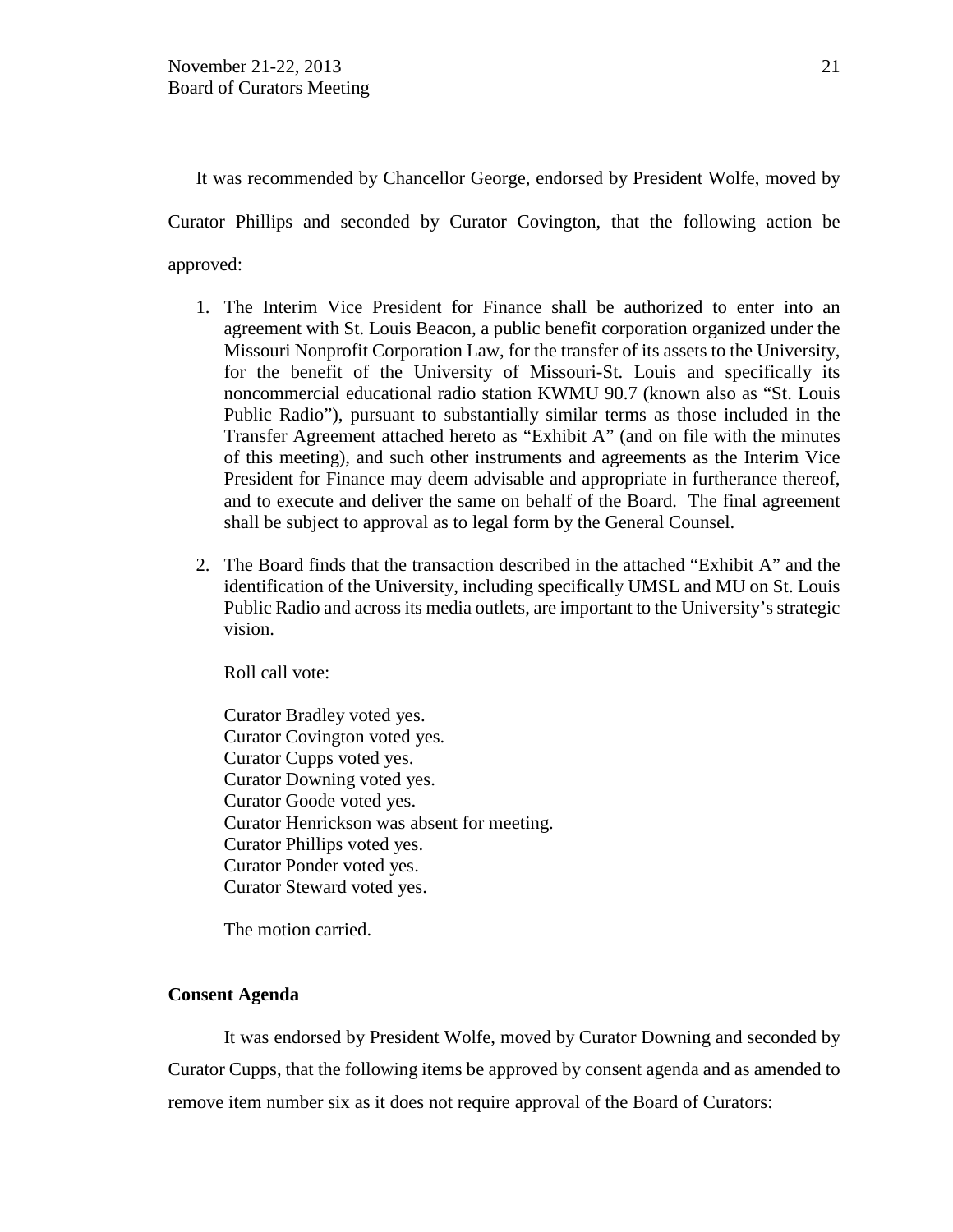It was recommended by Chancellor George, endorsed by President Wolfe, moved by Curator Phillips and seconded by Curator Covington, that the following action be approved:

1. The Interim Vice President for Finance shall be authorized to enter into an agreement with St. Louis Beacon, a public benefit corporation organized under the Missouri Nonprofit Corporation Law, for the transfer of its assets to the University, for the benefit of the University of Missouri-St. Louis and specifically its noncommercial educational radio station KWMU 90.7 (known also as "St. Louis Public Radio"), pursuant to substantially similar terms as those included in the Transfer Agreement attached hereto as "Exhibit A" (and on file with the minutes of this meeting), and such other instruments and agreements as the Interim Vice President for Finance may deem advisable and appropriate in furtherance thereof, and to execute and deliver the same on behalf of the Board. The final agreement shall be subject to approval as to legal form by the General Counsel.

2. The Board finds that the transaction described in the attached "Exhibit A" and the identification of the University, including specifically UMSL and MU on St. Louis Public Radio and across its media outlets, are important to the University's strategic vision.

   Roll call vote:

   Curator Bradley voted yes.
   Curator Covington voted yes.
   Curator Cupps voted yes.
   Curator Downing voted yes.
   Curator Goode voted yes.
   Curator Henrickson was absent for meeting.
   Curator Phillips voted yes.
   Curator Ponder voted yes.
   Curator Steward voted yes.

   The motion carried.

**Consent Agenda**

It was endorsed by President Wolfe, moved by Curator Downing and seconded by Curator Cupps, that the following items be approved by consent agenda and as amended to remove item number six as it does not require approval of the Board of Curators: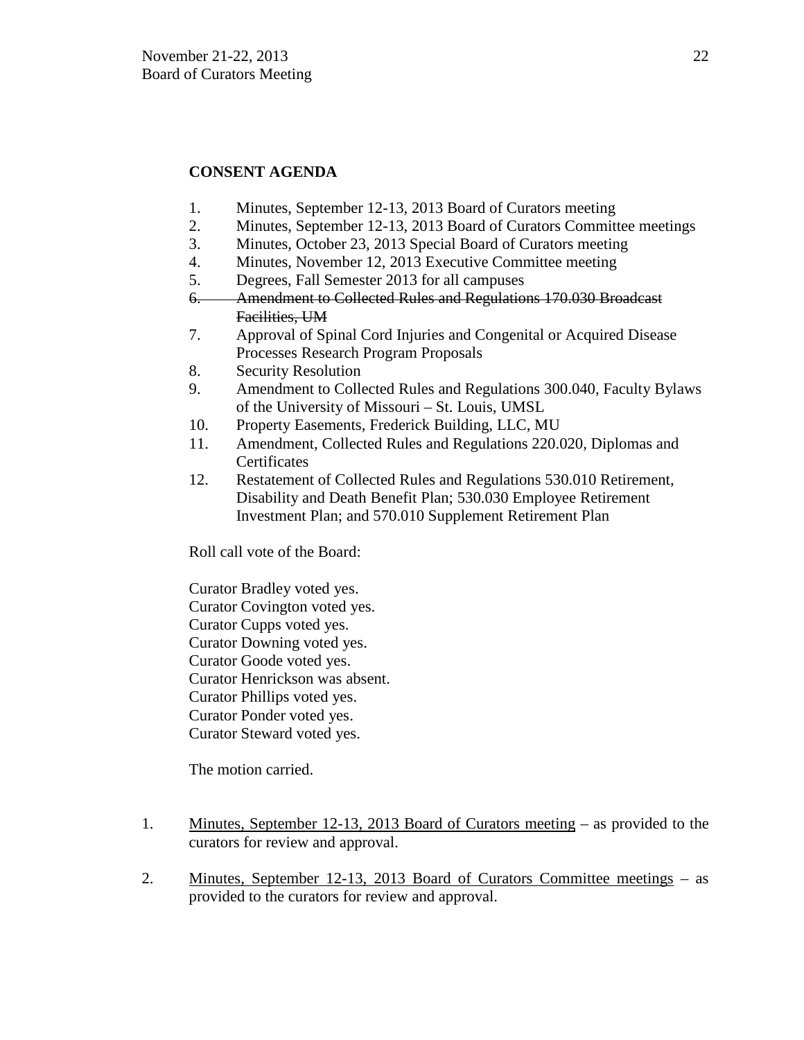**CONSENT AGENDA**

1. Minutes, September 12-13, 2013 Board of Curators meeting
2. Minutes, September 12-13, 2013 Board of Curators Committee meetings
3. Minutes, October 23, 2013 Special Board of Curators meeting
4. Minutes, November 12, 2013 Executive Committee meeting
5. Degrees, Fall Semester 2013 for all campuses
6. ~~Amendment to Collected Rules and Regulations 170.030 Broadcast Facilities, UM~~
7. Approval of Spinal Cord Injuries and Congenital or Acquired Disease Processes Research Program Proposals
8. Security Resolution
9. Amendment to Collected Rules and Regulations 300.040, Faculty Bylaws of the University of Missouri – St. Louis, UMSL
10. Property Easements, Frederick Building, LLC, MU
11. Amendment, Collected Rules and Regulations 220.020, Diplomas and Certificates
12. Restatement of Collected Rules and Regulations 530.010 Retirement, Disability and Death Benefit Plan; 530.030 Employee Retirement Investment Plan; and 570.010 Supplement Retirement Plan

Roll call vote of the Board:

Curator Bradley voted yes.
Curator Covington voted yes.
Curator Cupps voted yes.
Curator Downing voted yes.
Curator Goode voted yes.
Curator Henrickson was absent.
Curator Phillips voted yes.
Curator Ponder voted yes.
Curator Steward voted yes.

The motion carried.

1. Minutes, September 12-13, 2013 Board of Curators meeting – as provided to the curators for review and approval.

2. Minutes, September 12-13, 2013 Board of Curators Committee meetings – as provided to the curators for review and approval.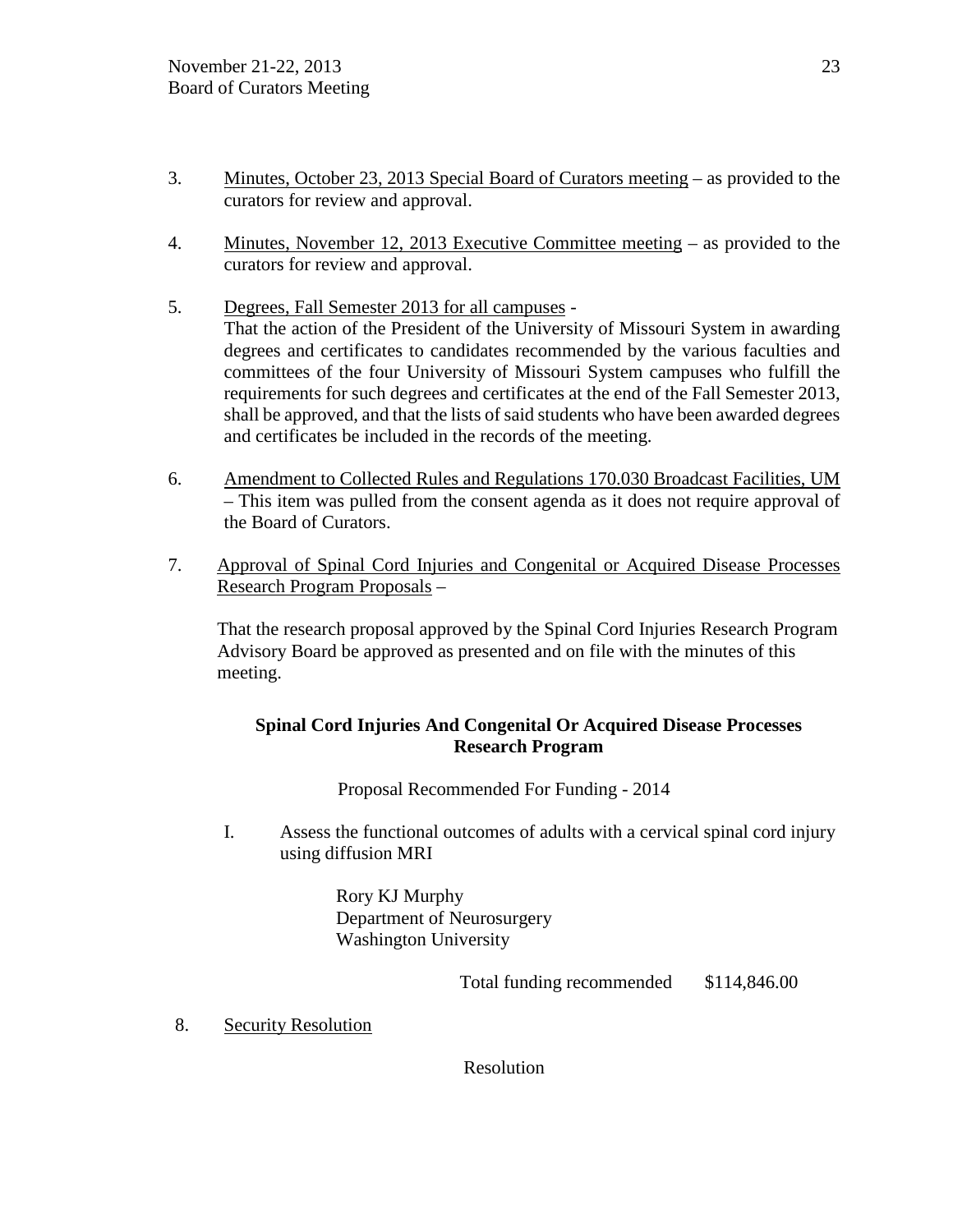3. Minutes, October 23, 2013 Special Board of Curators meeting – as provided to the curators for review and approval.

4. Minutes, November 12, 2013 Executive Committee meeting – as provided to the curators for review and approval.

5. Degrees, Fall Semester 2013 for all campuses - 
   That the action of the President of the University of Missouri System in awarding degrees and certificates to candidates recommended by the various faculties and committees of the four University of Missouri System campuses who fulfill the requirements for such degrees and certificates at the end of the Fall Semester 2013, shall be approved, and that the lists of said students who have been awarded degrees and certificates be included in the records of the meeting.

6. Amendment to Collected Rules and Regulations 170.030 Broadcast Facilities, UM – This item was pulled from the consent agenda as it does not require approval of the Board of Curators.

7. Approval of Spinal Cord Injuries and Congenital or Acquired Disease Processes Research Program Proposals –

   That the research proposal approved by the Spinal Cord Injuries Research Program Advisory Board be approved as presented and on file with the minutes of this meeting.

**Spinal Cord Injuries And Congenital Or Acquired Disease Processes Research Program**

Proposal Recommended For Funding - 2014

I. Assess the functional outcomes of adults with a cervical spinal cord injury using diffusion MRI

   Rory KJ Murphy
   Department of Neurosurgery
   Washington University

   Total funding recommended $114,846.00

8. Security Resolution

Resolution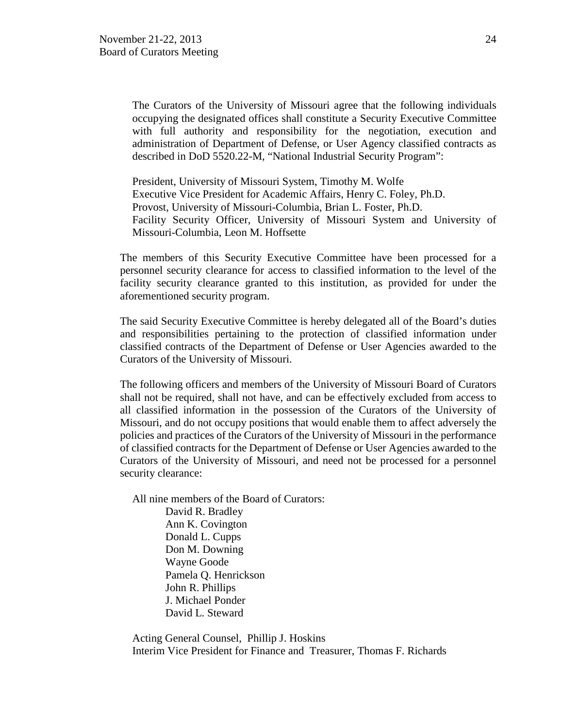The Curators of the University of Missouri agree that the following individuals occupying the designated offices shall constitute a Security Executive Committee with full authority and responsibility for the negotiation, execution and administration of Department of Defense, or User Agency classified contracts as described in DoD 5520.22-M, "National Industrial Security Program":

President, University of Missouri System, Timothy M. Wolfe
Executive Vice President for Academic Affairs, Henry C. Foley, Ph.D.
Provost, University of Missouri-Columbia, Brian L. Foster, Ph.D.
Facility Security Officer, University of Missouri System and University of Missouri-Columbia, Leon M. Hoffsette

The members of this Security Executive Committee have been processed for a personnel security clearance for access to classified information to the level of the facility security clearance granted to this institution, as provided for under the aforementioned security program.

The said Security Executive Committee is hereby delegated all of the Board's duties and responsibilities pertaining to the protection of classified information under classified contracts of the Department of Defense or User Agencies awarded to the Curators of the University of Missouri.

The following officers and members of the University of Missouri Board of Curators shall not be required, shall not have, and can be effectively excluded from access to all classified information in the possession of the Curators of the University of Missouri, and do not occupy positions that would enable them to affect adversely the policies and practices of the Curators of the University of Missouri in the performance of classified contracts for the Department of Defense or User Agencies awarded to the Curators of the University of Missouri, and need not be processed for a personnel security clearance:

All nine members of the Board of Curators:

- David R. Bradley
- Ann K. Covington
- Donald L. Cupps
- Don M. Downing
- Wayne Goode
- Pamela Q. Henrickson
- John R. Phillips
- J. Michael Ponder
- David L. Steward

Acting General Counsel, Phillip J. Hoskins
Interim Vice President for Finance and Treasurer, Thomas F. Richards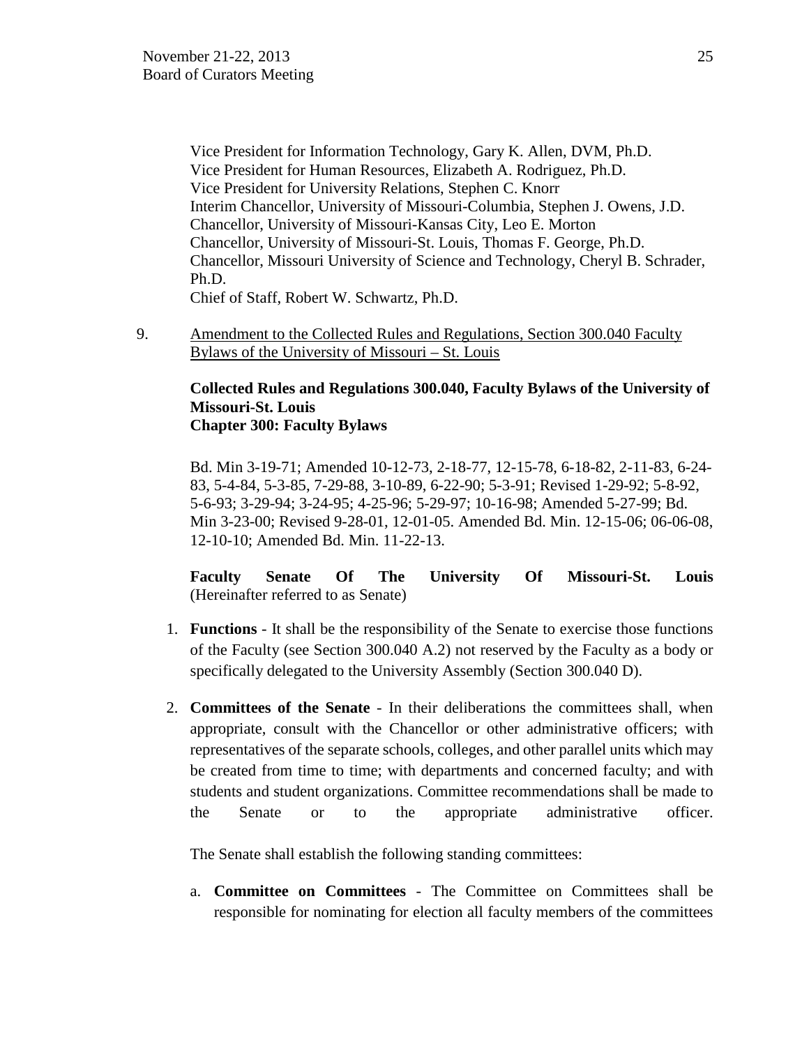Vice President for Information Technology, Gary K. Allen, DVM, Ph.D.
Vice President for Human Resources, Elizabeth A. Rodriguez, Ph.D.
Vice President for University Relations, Stephen C. Knorr
Interim Chancellor, University of Missouri-Columbia, Stephen J. Owens, J.D.
Chancellor, University of Missouri-Kansas City, Leo E. Morton
Chancellor, University of Missouri-St. Louis, Thomas F. George, Ph.D.
Chancellor, Missouri University of Science and Technology, Cheryl B. Schrader, Ph.D.
Chief of Staff, Robert W. Schwartz, Ph.D.

9. Amendment to the Collected Rules and Regulations, Section 300.040 Faculty Bylaws of the University of Missouri – St. Louis

**Collected Rules and Regulations 300.040, Faculty Bylaws of the University of Missouri-St. Louis**
**Chapter 300: Faculty Bylaws**

Bd. Min 3-19-71; Amended 10-12-73, 2-18-77, 12-15-78, 6-18-82, 2-11-83, 6-24-83, 5-4-84, 5-3-85, 7-29-88, 3-10-89, 6-22-90; 5-3-91; Revised 1-29-92; 5-8-92, 5-6-93; 3-29-94; 3-24-95; 4-25-96; 5-29-97; 10-16-98; Amended 5-27-99; Bd. Min 3-23-00; Revised 9-28-01, 12-01-05. Amended Bd. Min. 12-15-06; 06-06-08, 12-10-10; Amended Bd. Min. 11-22-13.

**Faculty Senate Of The University Of Missouri-St. Louis** (Hereinafter referred to as Senate)

1. **Functions** - It shall be the responsibility of the Senate to exercise those functions of the Faculty (see Section 300.040 A.2) not reserved by the Faculty as a body or specifically delegated to the University Assembly (Section 300.040 D).

2. **Committees of the Senate** - In their deliberations the committees shall, when appropriate, consult with the Chancellor or other administrative officers; with representatives of the separate schools, colleges, and other parallel units which may be created from time to time; with departments and concerned faculty; and with students and student organizations. Committee recommendations shall be made to the Senate or to the appropriate administrative officer.

   The Senate shall establish the following standing committees:

   a. **Committee on Committees** - The Committee on Committees shall be responsible for nominating for election all faculty members of the committees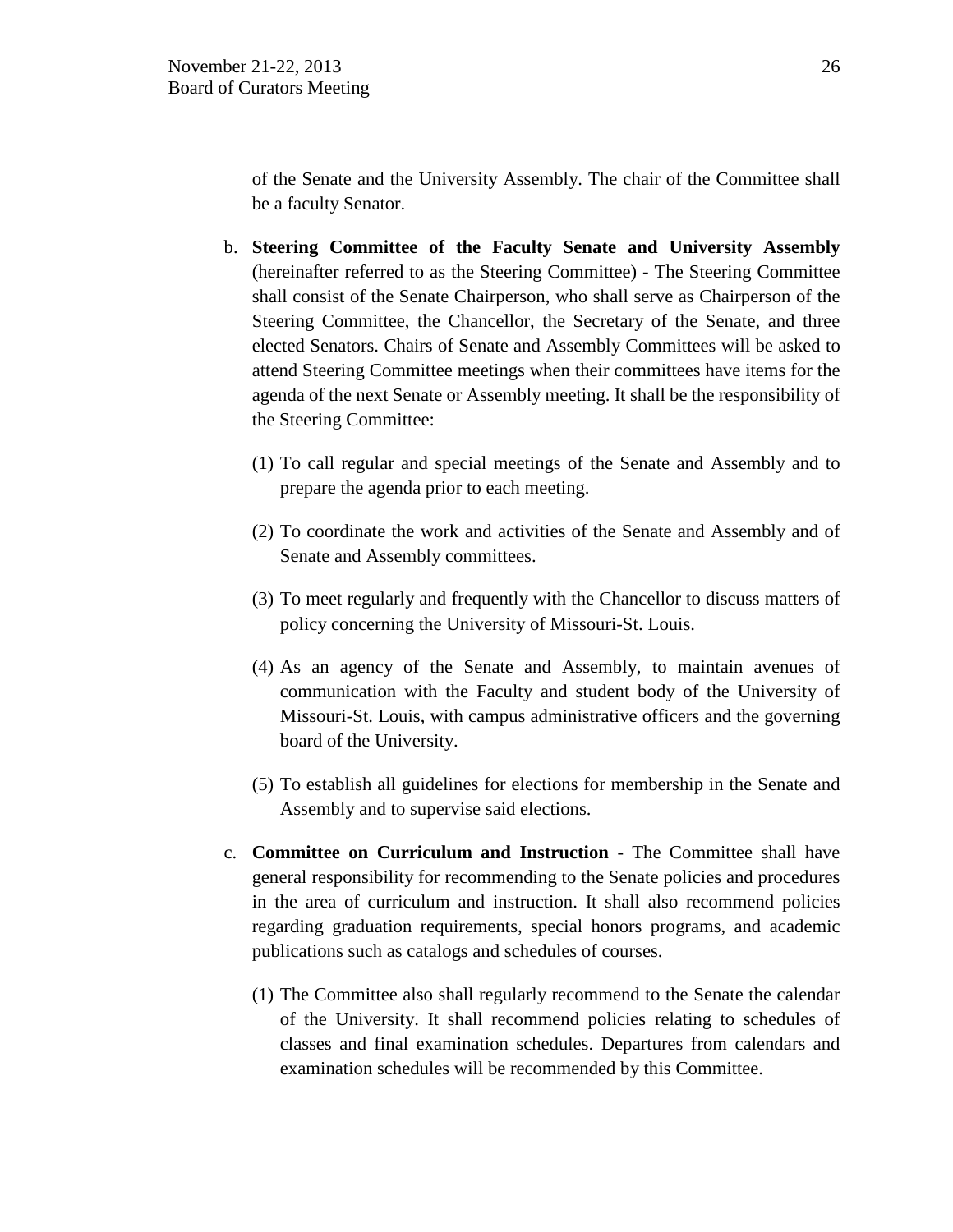of the Senate and the University Assembly. The chair of the Committee shall be a faculty Senator.

b. **Steering Committee of the Faculty Senate and University Assembly** (hereinafter referred to as the Steering Committee) - The Steering Committee shall consist of the Senate Chairperson, who shall serve as Chairperson of the Steering Committee, the Chancellor, the Secretary of the Senate, and three elected Senators. Chairs of Senate and Assembly Committees will be asked to attend Steering Committee meetings when their committees have items for the agenda of the next Senate or Assembly meeting. It shall be the responsibility of the Steering Committee:

   (1) To call regular and special meetings of the Senate and Assembly and to prepare the agenda prior to each meeting.

   (2) To coordinate the work and activities of the Senate and Assembly and of Senate and Assembly committees.

   (3) To meet regularly and frequently with the Chancellor to discuss matters of policy concerning the University of Missouri-St. Louis.

   (4) As an agency of the Senate and Assembly, to maintain avenues of communication with the Faculty and student body of the University of Missouri-St. Louis, with campus administrative officers and the governing board of the University.

   (5) To establish all guidelines for elections for membership in the Senate and Assembly and to supervise said elections.

c. **Committee on Curriculum and Instruction** - The Committee shall have general responsibility for recommending to the Senate policies and procedures in the area of curriculum and instruction. It shall also recommend policies regarding graduation requirements, special honors programs, and academic publications such as catalogs and schedules of courses.

   (1) The Committee also shall regularly recommend to the Senate the calendar of the University. It shall recommend policies relating to schedules of classes and final examination schedules. Departures from calendars and examination schedules will be recommended by this Committee.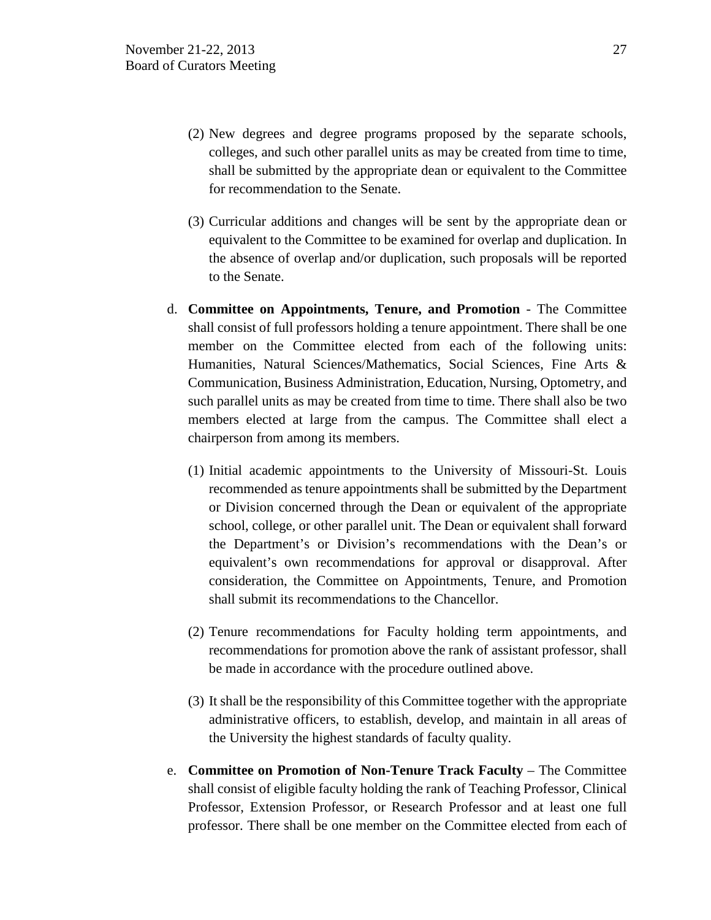(2) New degrees and degree programs proposed by the separate schools, colleges, and such other parallel units as may be created from time to time, shall be submitted by the appropriate dean or equivalent to the Committee for recommendation to the Senate.

(3) Curricular additions and changes will be sent by the appropriate dean or equivalent to the Committee to be examined for overlap and duplication. In the absence of overlap and/or duplication, such proposals will be reported to the Senate.

d. **Committee on Appointments, Tenure, and Promotion** - The Committee shall consist of full professors holding a tenure appointment. There shall be one member on the Committee elected from each of the following units: Humanities, Natural Sciences/Mathematics, Social Sciences, Fine Arts & Communication, Business Administration, Education, Nursing, Optometry, and such parallel units as may be created from time to time. There shall also be two members elected at large from the campus. The Committee shall elect a chairperson from among its members.

   (1) Initial academic appointments to the University of Missouri-St. Louis recommended as tenure appointments shall be submitted by the Department or Division concerned through the Dean or equivalent of the appropriate school, college, or other parallel unit. The Dean or equivalent shall forward the Department's or Division's recommendations with the Dean's or equivalent's own recommendations for approval or disapproval. After consideration, the Committee on Appointments, Tenure, and Promotion shall submit its recommendations to the Chancellor.

   (2) Tenure recommendations for Faculty holding term appointments, and recommendations for promotion above the rank of assistant professor, shall be made in accordance with the procedure outlined above.

   (3) It shall be the responsibility of this Committee together with the appropriate administrative officers, to establish, develop, and maintain in all areas of the University the highest standards of faculty quality.

e. **Committee on Promotion of Non-Tenure Track Faculty** – The Committee shall consist of eligible faculty holding the rank of Teaching Professor, Clinical Professor, Extension Professor, or Research Professor and at least one full professor. There shall be one member on the Committee elected from each of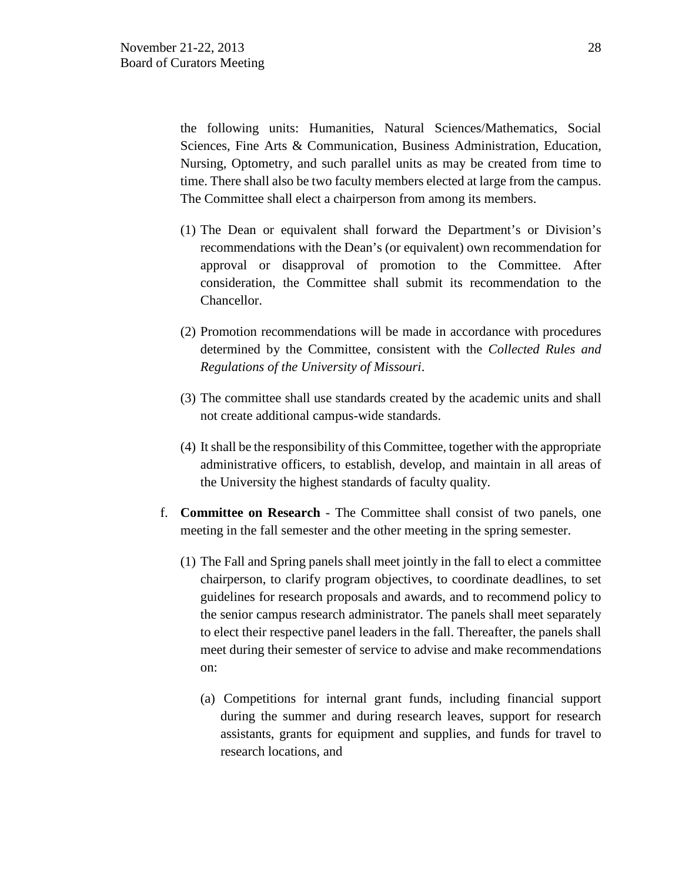the following units: Humanities, Natural Sciences/Mathematics, Social Sciences, Fine Arts & Communication, Business Administration, Education, Nursing, Optometry, and such parallel units as may be created from time to time. There shall also be two faculty members elected at large from the campus. The Committee shall elect a chairperson from among its members.

(1) The Dean or equivalent shall forward the Department's or Division's recommendations with the Dean's (or equivalent) own recommendation for approval or disapproval of promotion to the Committee. After consideration, the Committee shall submit its recommendation to the Chancellor.

(2) Promotion recommendations will be made in accordance with procedures determined by the Committee, consistent with the *Collected Rules and Regulations of the University of Missouri*.

(3) The committee shall use standards created by the academic units and shall not create additional campus-wide standards.

(4) It shall be the responsibility of this Committee, together with the appropriate administrative officers, to establish, develop, and maintain in all areas of the University the highest standards of faculty quality.

f. **Committee on Research** - The Committee shall consist of two panels, one meeting in the fall semester and the other meeting in the spring semester.

(1) The Fall and Spring panels shall meet jointly in the fall to elect a committee chairperson, to clarify program objectives, to coordinate deadlines, to set guidelines for research proposals and awards, and to recommend policy to the senior campus research administrator. The panels shall meet separately to elect their respective panel leaders in the fall. Thereafter, the panels shall meet during their semester of service to advise and make recommendations on:

(a) Competitions for internal grant funds, including financial support during the summer and during research leaves, support for research assistants, grants for equipment and supplies, and funds for travel to research locations, and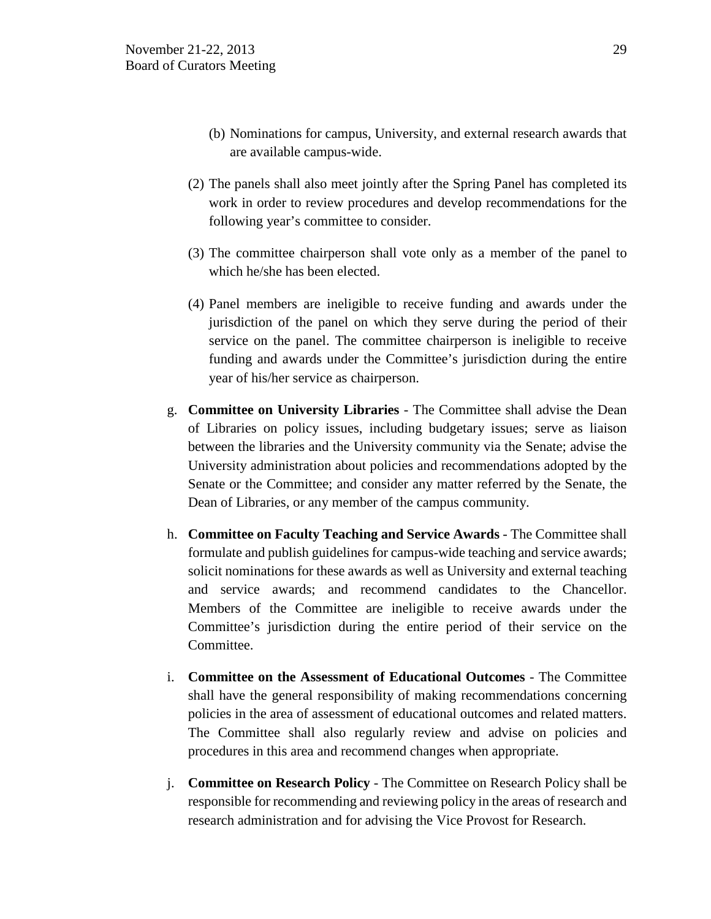(b) Nominations for campus, University, and external research awards that are available campus-wide.

(2) The panels shall also meet jointly after the Spring Panel has completed its work in order to review procedures and develop recommendations for the following year's committee to consider.

(3) The committee chairperson shall vote only as a member of the panel to which he/she has been elected.

(4) Panel members are ineligible to receive funding and awards under the jurisdiction of the panel on which they serve during the period of their service on the panel. The committee chairperson is ineligible to receive funding and awards under the Committee's jurisdiction during the entire year of his/her service as chairperson.

g. **Committee on University Libraries** - The Committee shall advise the Dean of Libraries on policy issues, including budgetary issues; serve as liaison between the libraries and the University community via the Senate; advise the University administration about policies and recommendations adopted by the Senate or the Committee; and consider any matter referred by the Senate, the Dean of Libraries, or any member of the campus community.

h. **Committee on Faculty Teaching and Service Awards** - The Committee shall formulate and publish guidelines for campus-wide teaching and service awards; solicit nominations for these awards as well as University and external teaching and service awards; and recommend candidates to the Chancellor. Members of the Committee are ineligible to receive awards under the Committee's jurisdiction during the entire period of their service on the Committee.

i. **Committee on the Assessment of Educational Outcomes** - The Committee shall have the general responsibility of making recommendations concerning policies in the area of assessment of educational outcomes and related matters. The Committee shall also regularly review and advise on policies and procedures in this area and recommend changes when appropriate.

j. **Committee on Research Policy** - The Committee on Research Policy shall be responsible for recommending and reviewing policy in the areas of research and research administration and for advising the Vice Provost for Research.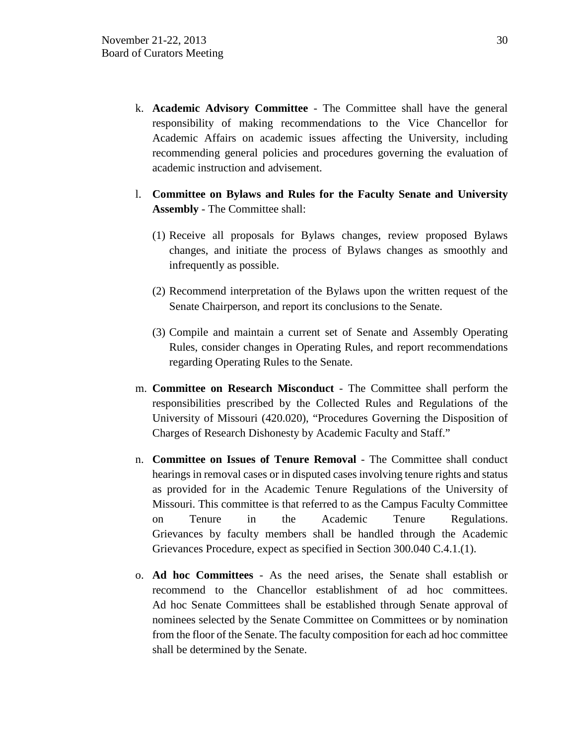k. **Academic Advisory Committee** - The Committee shall have the general responsibility of making recommendations to the Vice Chancellor for Academic Affairs on academic issues affecting the University, including recommending general policies and procedures governing the evaluation of academic instruction and advisement.

l. **Committee on Bylaws and Rules for the Faculty Senate and University Assembly** - The Committee shall:

   (1) Receive all proposals for Bylaws changes, review proposed Bylaws changes, and initiate the process of Bylaws changes as smoothly and infrequently as possible.

   (2) Recommend interpretation of the Bylaws upon the written request of the Senate Chairperson, and report its conclusions to the Senate.

   (3) Compile and maintain a current set of Senate and Assembly Operating Rules, consider changes in Operating Rules, and report recommendations regarding Operating Rules to the Senate.

m. **Committee on Research Misconduct** - The Committee shall perform the responsibilities prescribed by the Collected Rules and Regulations of the University of Missouri (420.020), "Procedures Governing the Disposition of Charges of Research Dishonesty by Academic Faculty and Staff."

n. **Committee on Issues of Tenure Removal** - The Committee shall conduct hearings in removal cases or in disputed cases involving tenure rights and status as provided for in the Academic Tenure Regulations of the University of Missouri. This committee is that referred to as the Campus Faculty Committee on Tenure in the Academic Tenure Regulations. Grievances by faculty members shall be handled through the Academic Grievances Procedure, expect as specified in Section 300.040 C.4.1.(1).

o. **Ad hoc Committees** - As the need arises, the Senate shall establish or recommend to the Chancellor establishment of ad hoc committees. Ad hoc Senate Committees shall be established through Senate approval of nominees selected by the Senate Committee on Committees or by nomination from the floor of the Senate. The faculty composition for each ad hoc committee shall be determined by the Senate.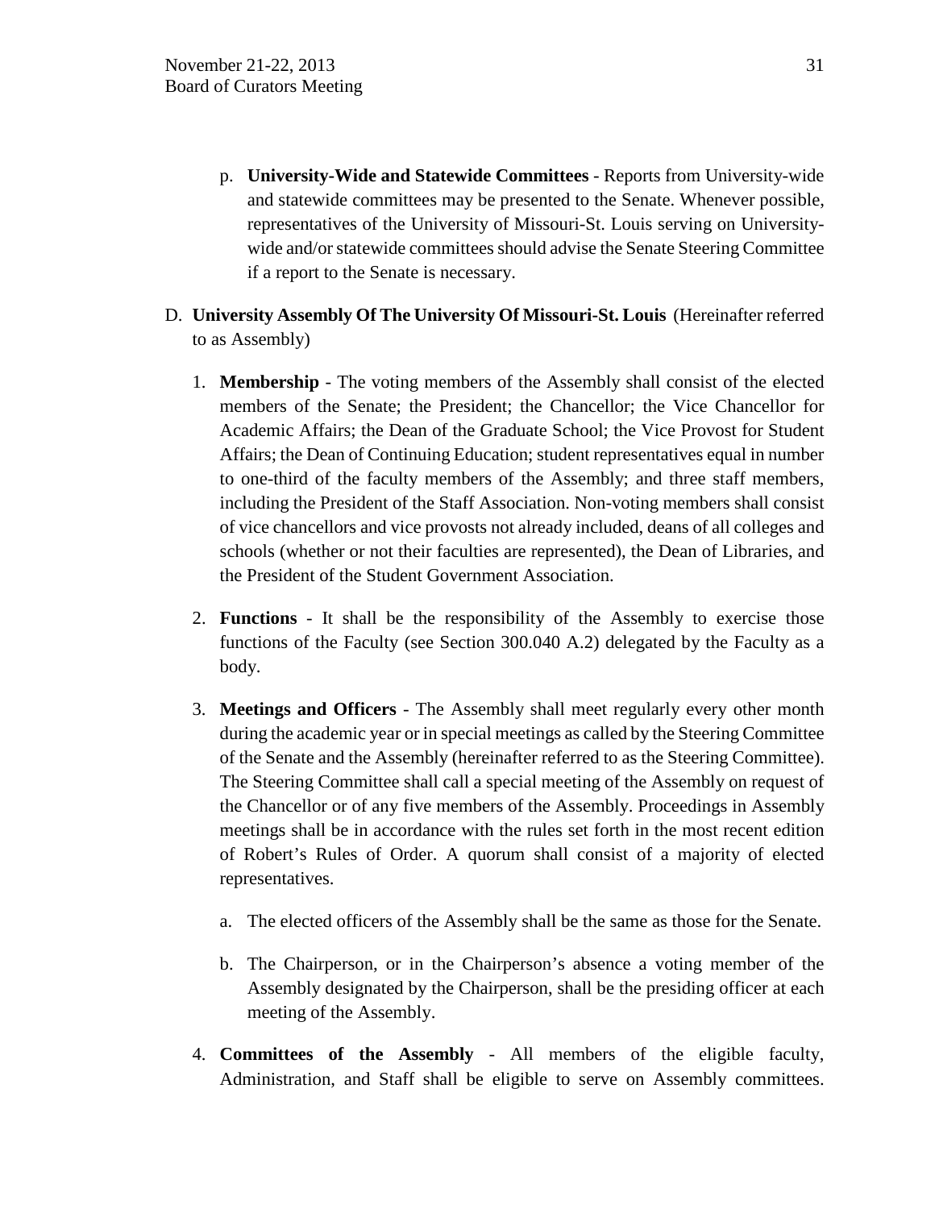p. **University-Wide and Statewide Committees** - Reports from University-wide and statewide committees may be presented to the Senate. Whenever possible, representatives of the University of Missouri-St. Louis serving on University-wide and/or statewide committees should advise the Senate Steering Committee if a report to the Senate is necessary.

D. **University Assembly Of The University Of Missouri-St. Louis** (Hereinafter referred to as Assembly)

1. **Membership** - The voting members of the Assembly shall consist of the elected members of the Senate; the President; the Chancellor; the Vice Chancellor for Academic Affairs; the Dean of the Graduate School; the Vice Provost for Student Affairs; the Dean of Continuing Education; student representatives equal in number to one-third of the faculty members of the Assembly; and three staff members, including the President of the Staff Association. Non-voting members shall consist of vice chancellors and vice provosts not already included, deans of all colleges and schools (whether or not their faculties are represented), the Dean of Libraries, and the President of the Student Government Association.

2. **Functions** - It shall be the responsibility of the Assembly to exercise those functions of the Faculty (see Section 300.040 A.2) delegated by the Faculty as a body.

3. **Meetings and Officers** - The Assembly shall meet regularly every other month during the academic year or in special meetings as called by the Steering Committee of the Senate and the Assembly (hereinafter referred to as the Steering Committee). The Steering Committee shall call a special meeting of the Assembly on request of the Chancellor or of any five members of the Assembly. Proceedings in Assembly meetings shall be in accordance with the rules set forth in the most recent edition of Robert's Rules of Order. A quorum shall consist of a majority of elected representatives.

   a. The elected officers of the Assembly shall be the same as those for the Senate.

   b. The Chairperson, or in the Chairperson's absence a voting member of the Assembly designated by the Chairperson, shall be the presiding officer at each meeting of the Assembly.

4. **Committees of the Assembly** - All members of the eligible faculty, Administration, and Staff shall be eligible to serve on Assembly committees.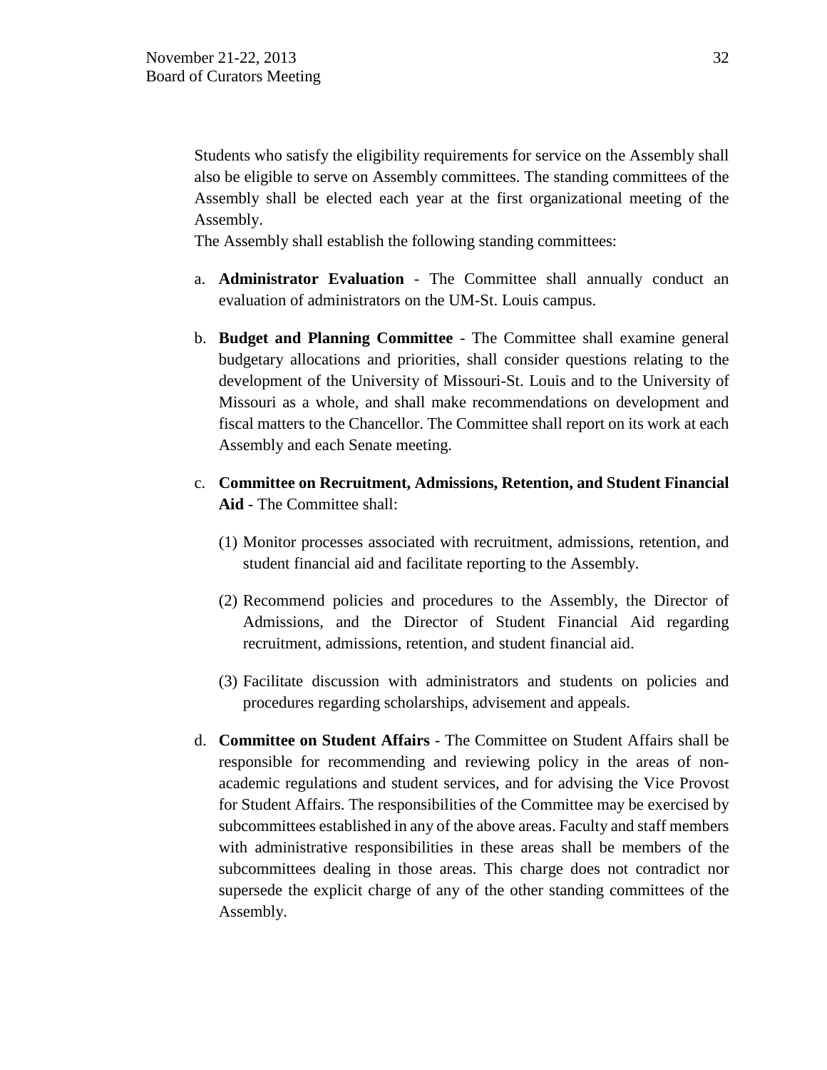Students who satisfy the eligibility requirements for service on the Assembly shall also be eligible to serve on Assembly committees. The standing committees of the Assembly shall be elected each year at the first organizational meeting of the Assembly.

The Assembly shall establish the following standing committees:

a. **Administrator Evaluation** - The Committee shall annually conduct an evaluation of administrators on the UM-St. Louis campus.

b. **Budget and Planning Committee** - The Committee shall examine general budgetary allocations and priorities, shall consider questions relating to the development of the University of Missouri-St. Louis and to the University of Missouri as a whole, and shall make recommendations on development and fiscal matters to the Chancellor. The Committee shall report on its work at each Assembly and each Senate meeting.

c. **Committee on Recruitment, Admissions, Retention, and Student Financial Aid** - The Committee shall:

   (1) Monitor processes associated with recruitment, admissions, retention, and student financial aid and facilitate reporting to the Assembly.

   (2) Recommend policies and procedures to the Assembly, the Director of Admissions, and the Director of Student Financial Aid regarding recruitment, admissions, retention, and student financial aid.

   (3) Facilitate discussion with administrators and students on policies and procedures regarding scholarships, advisement and appeals.

d. **Committee on Student Affairs** - The Committee on Student Affairs shall be responsible for recommending and reviewing policy in the areas of non-academic regulations and student services, and for advising the Vice Provost for Student Affairs. The responsibilities of the Committee may be exercised by subcommittees established in any of the above areas. Faculty and staff members with administrative responsibilities in these areas shall be members of the subcommittees dealing in those areas. This charge does not contradict nor supersede the explicit charge of any of the other standing committees of the Assembly.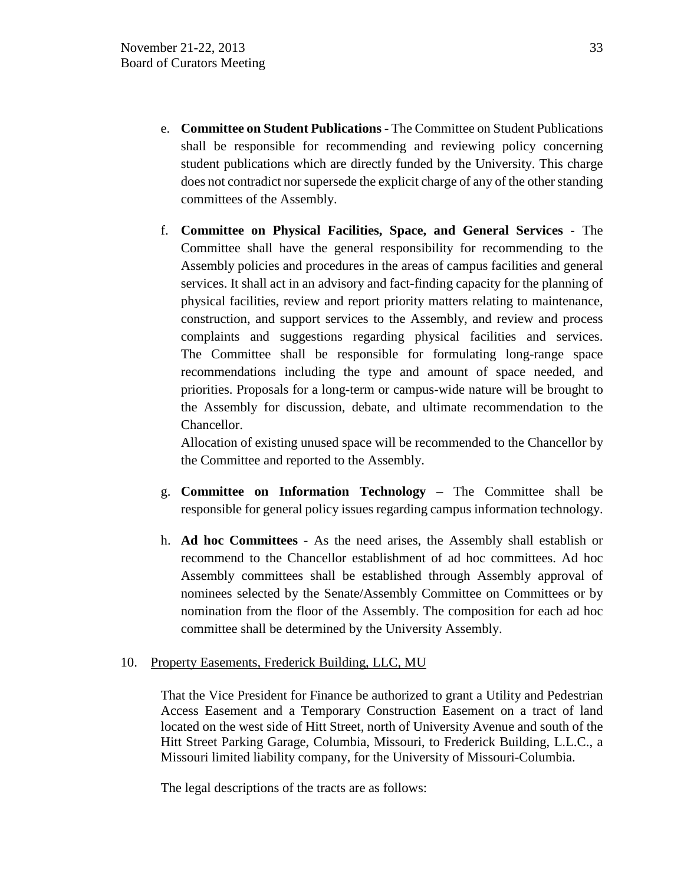e. **Committee on Student Publications** - The Committee on Student Publications shall be responsible for recommending and reviewing policy concerning student publications which are directly funded by the University. This charge does not contradict nor supersede the explicit charge of any of the other standing committees of the Assembly.

f. **Committee on Physical Facilities, Space, and General Services** - The Committee shall have the general responsibility for recommending to the Assembly policies and procedures in the areas of campus facilities and general services. It shall act in an advisory and fact-finding capacity for the planning of physical facilities, review and report priority matters relating to maintenance, construction, and support services to the Assembly, and review and process complaints and suggestions regarding physical facilities and services. The Committee shall be responsible for formulating long-range space recommendations including the type and amount of space needed, and priorities. Proposals for a long-term or campus-wide nature will be brought to the Assembly for discussion, debate, and ultimate recommendation to the Chancellor.

   Allocation of existing unused space will be recommended to the Chancellor by the Committee and reported to the Assembly.

g. **Committee on Information Technology** – The Committee shall be responsible for general policy issues regarding campus information technology.

h. **Ad hoc Committees** - As the need arises, the Assembly shall establish or recommend to the Chancellor establishment of ad hoc committees. Ad hoc Assembly committees shall be established through Assembly approval of nominees selected by the Senate/Assembly Committee on Committees or by nomination from the floor of the Assembly. The composition for each ad hoc committee shall be determined by the University Assembly.

10. <u>Property Easements, Frederick Building, LLC, MU</u>

That the Vice President for Finance be authorized to grant a Utility and Pedestrian Access Easement and a Temporary Construction Easement on a tract of land located on the west side of Hitt Street, north of University Avenue and south of the Hitt Street Parking Garage, Columbia, Missouri, to Frederick Building, L.L.C., a Missouri limited liability company, for the University of Missouri-Columbia.

The legal descriptions of the tracts are as follows: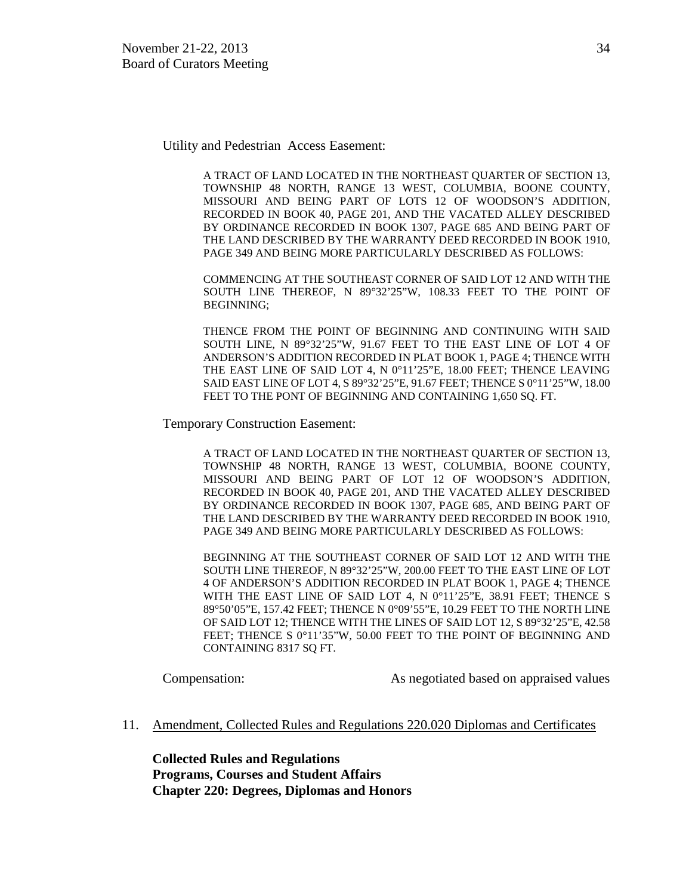Utility and Pedestrian Access Easement:

A TRACT OF LAND LOCATED IN THE NORTHEAST QUARTER OF SECTION 13, TOWNSHIP 48 NORTH, RANGE 13 WEST, COLUMBIA, BOONE COUNTY, MISSOURI AND BEING PART OF LOTS 12 OF WOODSON'S ADDITION, RECORDED IN BOOK 40, PAGE 201, AND THE VACATED ALLEY DESCRIBED BY ORDINANCE RECORDED IN BOOK 1307, PAGE 685 AND BEING PART OF THE LAND DESCRIBED BY THE WARRANTY DEED RECORDED IN BOOK 1910, PAGE 349 AND BEING MORE PARTICULARLY DESCRIBED AS FOLLOWS:

COMMENCING AT THE SOUTHEAST CORNER OF SAID LOT 12 AND WITH THE SOUTH LINE THEREOF, N 89°32'25"W, 108.33 FEET TO THE POINT OF BEGINNING;

THENCE FROM THE POINT OF BEGINNING AND CONTINUING WITH SAID SOUTH LINE, N 89°32'25"W, 91.67 FEET TO THE EAST LINE OF LOT 4 OF ANDERSON'S ADDITION RECORDED IN PLAT BOOK 1, PAGE 4; THENCE WITH THE EAST LINE OF SAID LOT 4, N 0°11'25"E, 18.00 FEET; THENCE LEAVING SAID EAST LINE OF LOT 4, S 89°32'25"E, 91.67 FEET; THENCE S 0°11'25"W, 18.00 FEET TO THE PONT OF BEGINNING AND CONTAINING 1,650 SQ. FT.

Temporary Construction Easement:

A TRACT OF LAND LOCATED IN THE NORTHEAST QUARTER OF SECTION 13, TOWNSHIP 48 NORTH, RANGE 13 WEST, COLUMBIA, BOONE COUNTY, MISSOURI AND BEING PART OF LOT 12 OF WOODSON'S ADDITION, RECORDED IN BOOK 40, PAGE 201, AND THE VACATED ALLEY DESCRIBED BY ORDINANCE RECORDED IN BOOK 1307, PAGE 685, AND BEING PART OF THE LAND DESCRIBED BY THE WARRANTY DEED RECORDED IN BOOK 1910, PAGE 349 AND BEING MORE PARTICULARLY DESCRIBED AS FOLLOWS:

BEGINNING AT THE SOUTHEAST CORNER OF SAID LOT 12 AND WITH THE SOUTH LINE THEREOF, N 89°32'25"W, 200.00 FEET TO THE EAST LINE OF LOT 4 OF ANDERSON'S ADDITION RECORDED IN PLAT BOOK 1, PAGE 4; THENCE WITH THE EAST LINE OF SAID LOT 4, N 0°11'25"E, 38.91 FEET; THENCE S 89°50'05"E, 157.42 FEET; THENCE N 0°09'55"E, 10.29 FEET TO THE NORTH LINE OF SAID LOT 12; THENCE WITH THE LINES OF SAID LOT 12, S 89°32'25"E, 42.58 FEET; THENCE S 0°11'35"W, 50.00 FEET TO THE POINT OF BEGINNING AND CONTAINING 8317 SQ FT.

Compensation: As negotiated based on appraised values

11. Amendment, Collected Rules and Regulations 220.020 Diplomas and Certificates

**Collected Rules and Regulations**
**Programs, Courses and Student Affairs**
**Chapter 220: Degrees, Diplomas and Honors**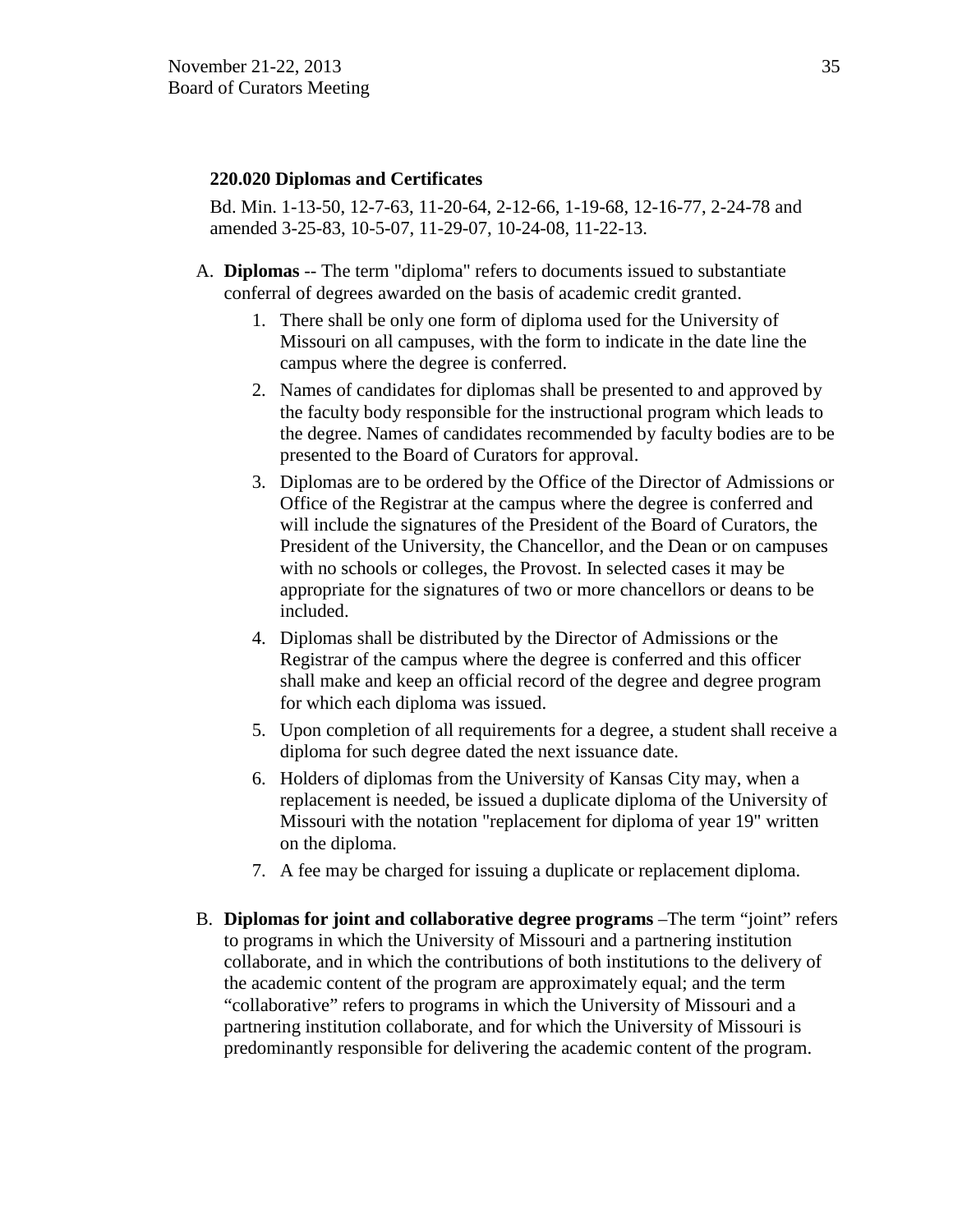**220.020 Diplomas and Certificates**

Bd. Min. 1-13-50, 12-7-63, 11-20-64, 2-12-66, 1-19-68, 12-16-77, 2-24-78 and amended 3-25-83, 10-5-07, 11-29-07, 10-24-08, 11-22-13.

A. **Diplomas** -- The term "diploma" refers to documents issued to substantiate conferral of degrees awarded on the basis of academic credit granted.

   1. There shall be only one form of diploma used for the University of Missouri on all campuses, with the form to indicate in the date line the campus where the degree is conferred.
   2. Names of candidates for diplomas shall be presented to and approved by the faculty body responsible for the instructional program which leads to the degree. Names of candidates recommended by faculty bodies are to be presented to the Board of Curators for approval.
   3. Diplomas are to be ordered by the Office of the Director of Admissions or Office of the Registrar at the campus where the degree is conferred and will include the signatures of the President of the Board of Curators, the President of the University, the Chancellor, and the Dean or on campuses with no schools or colleges, the Provost. In selected cases it may be appropriate for the signatures of two or more chancellors or deans to be included.
   4. Diplomas shall be distributed by the Director of Admissions or the Registrar of the campus where the degree is conferred and this officer shall make and keep an official record of the degree and degree program for which each diploma was issued.
   5. Upon completion of all requirements for a degree, a student shall receive a diploma for such degree dated the next issuance date.
   6. Holders of diplomas from the University of Kansas City may, when a replacement is needed, be issued a duplicate diploma of the University of Missouri with the notation "replacement for diploma of year 19" written on the diploma.
   7. A fee may be charged for issuing a duplicate or replacement diploma.

B. **Diplomas for joint and collaborative degree programs** –The term "joint" refers to programs in which the University of Missouri and a partnering institution collaborate, and in which the contributions of both institutions to the delivery of the academic content of the program are approximately equal; and the term "collaborative" refers to programs in which the University of Missouri and a partnering institution collaborate, and for which the University of Missouri is predominantly responsible for delivering the academic content of the program.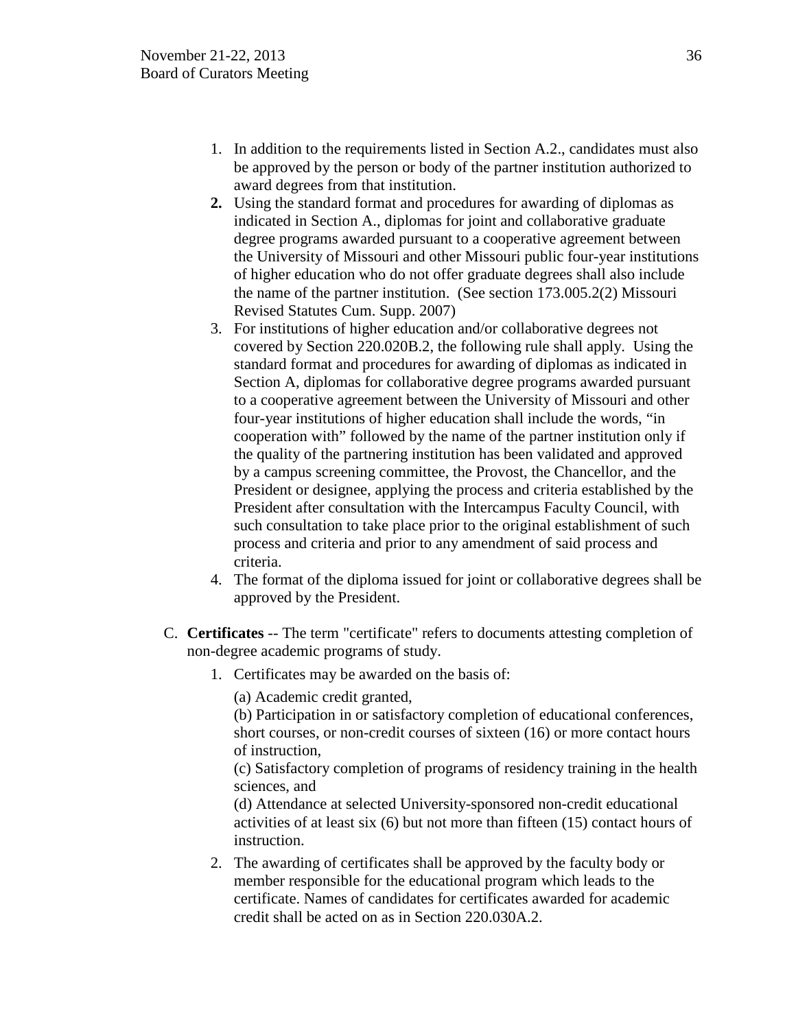1. In addition to the requirements listed in Section A.2., candidates must also be approved by the person or body of the partner institution authorized to award degrees from that institution.
2. Using the standard format and procedures for awarding of diplomas as indicated in Section A., diplomas for joint and collaborative graduate degree programs awarded pursuant to a cooperative agreement between the University of Missouri and other Missouri public four-year institutions of higher education who do not offer graduate degrees shall also include the name of the partner institution. (See section 173.005.2(2) Missouri Revised Statutes Cum. Supp. 2007)
3. For institutions of higher education and/or collaborative degrees not covered by Section 220.020B.2, the following rule shall apply. Using the standard format and procedures for awarding of diplomas as indicated in Section A, diplomas for collaborative degree programs awarded pursuant to a cooperative agreement between the University of Missouri and other four-year institutions of higher education shall include the words, "in cooperation with" followed by the name of the partner institution only if the quality of the partnering institution has been validated and approved by a campus screening committee, the Provost, the Chancellor, and the President or designee, applying the process and criteria established by the President after consultation with the Intercampus Faculty Council, with such consultation to take place prior to the original establishment of such process and criteria and prior to any amendment of said process and criteria.
4. The format of the diploma issued for joint or collaborative degrees shall be approved by the President.

C. **Certificates** -- The term "certificate" refers to documents attesting completion of non-degree academic programs of study.

1. Certificates may be awarded on the basis of:

   (a) Academic credit granted,
   (b) Participation in or satisfactory completion of educational conferences, short courses, or non-credit courses of sixteen (16) or more contact hours of instruction,
   (c) Satisfactory completion of programs of residency training in the health sciences, and
   (d) Attendance at selected University-sponsored non-credit educational activities of at least six (6) but not more than fifteen (15) contact hours of instruction.

2. The awarding of certificates shall be approved by the faculty body or member responsible for the educational program which leads to the certificate. Names of candidates for certificates awarded for academic credit shall be acted on as in Section 220.030A.2.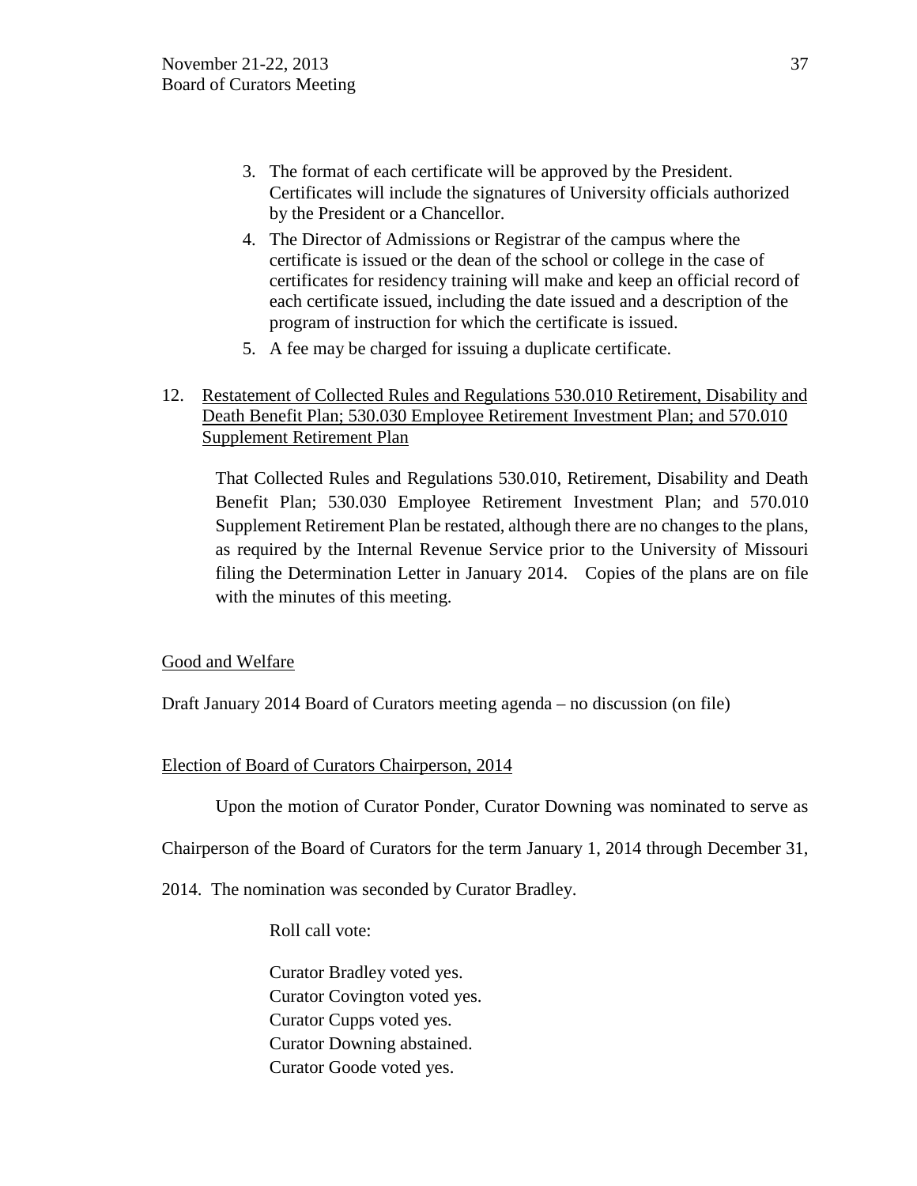3. The format of each certificate will be approved by the President. Certificates will include the signatures of University officials authorized by the President or a Chancellor.
4. The Director of Admissions or Registrar of the campus where the certificate is issued or the dean of the school or college in the case of certificates for residency training will make and keep an official record of each certificate issued, including the date issued and a description of the program of instruction for which the certificate is issued.
5. A fee may be charged for issuing a duplicate certificate.

12. Restatement of Collected Rules and Regulations 530.010 Retirement, Disability and Death Benefit Plan; 530.030 Employee Retirement Investment Plan; and 570.010 Supplement Retirement Plan

That Collected Rules and Regulations 530.010, Retirement, Disability and Death Benefit Plan; 530.030 Employee Retirement Investment Plan; and 570.010 Supplement Retirement Plan be restated, although there are no changes to the plans, as required by the Internal Revenue Service prior to the University of Missouri filing the Determination Letter in January 2014. Copies of the plans are on file with the minutes of this meeting.

Good and Welfare

Draft January 2014 Board of Curators meeting agenda – no discussion (on file)

Election of Board of Curators Chairperson, 2014

Upon the motion of Curator Ponder, Curator Downing was nominated to serve as Chairperson of the Board of Curators for the term January 1, 2014 through December 31, 2014. The nomination was seconded by Curator Bradley.

Roll call vote:

Curator Bradley voted yes.
Curator Covington voted yes.
Curator Cupps voted yes.
Curator Downing abstained.
Curator Goode voted yes.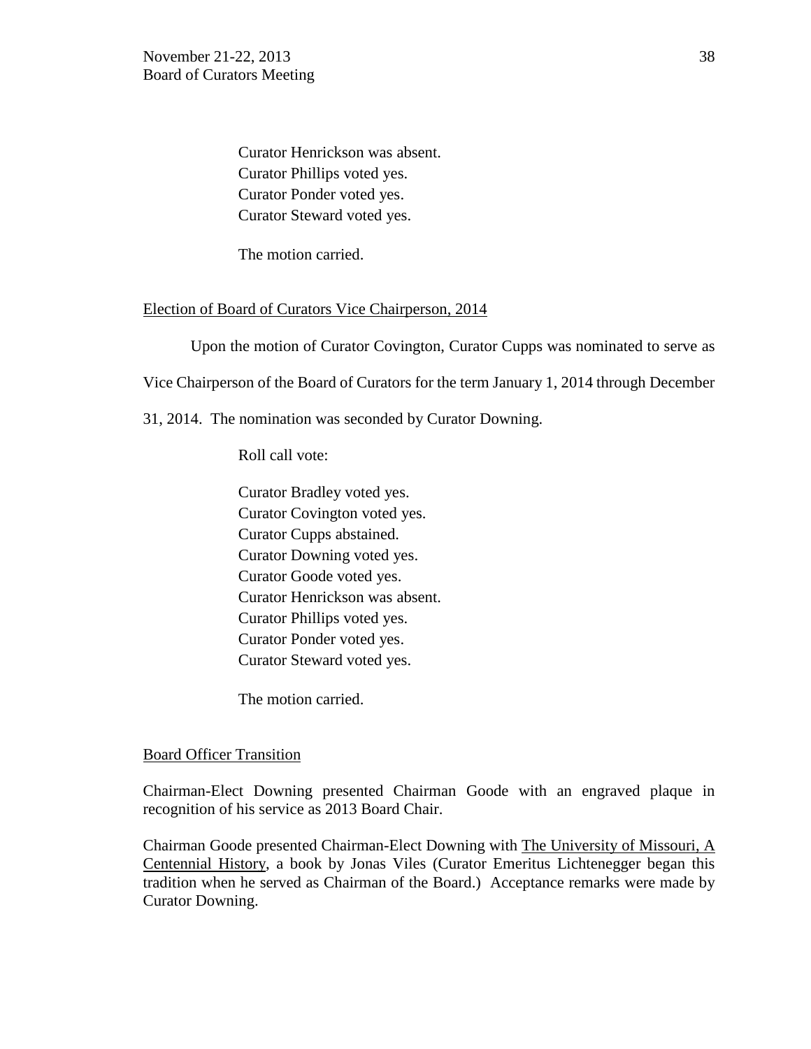Curator Henrickson was absent.
Curator Phillips voted yes.
Curator Ponder voted yes.
Curator Steward voted yes.

The motion carried.

Election of Board of Curators Vice Chairperson, 2014

Upon the motion of Curator Covington, Curator Cupps was nominated to serve as Vice Chairperson of the Board of Curators for the term January 1, 2014 through December 31, 2014. The nomination was seconded by Curator Downing.

Roll call vote:

Curator Bradley voted yes.
Curator Covington voted yes.
Curator Cupps abstained.
Curator Downing voted yes.
Curator Goode voted yes.
Curator Henrickson was absent.
Curator Phillips voted yes.
Curator Ponder voted yes.
Curator Steward voted yes.

The motion carried.

Board Officer Transition

Chairman-Elect Downing presented Chairman Goode with an engraved plaque in recognition of his service as 2013 Board Chair.

Chairman Goode presented Chairman-Elect Downing with The University of Missouri, A Centennial History, a book by Jonas Viles (Curator Emeritus Lichtenegger began this tradition when he served as Chairman of the Board.) Acceptance remarks were made by Curator Downing.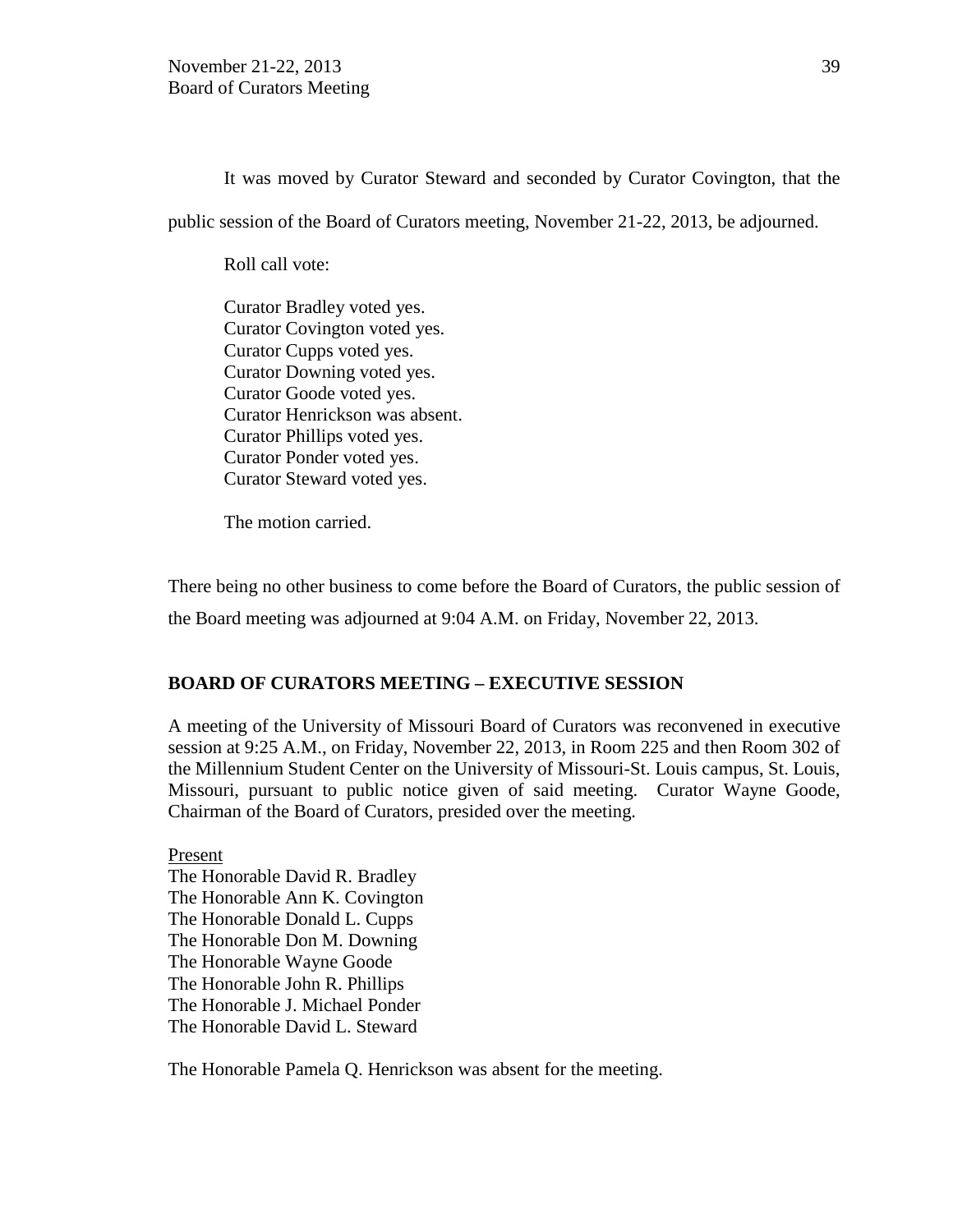It was moved by Curator Steward and seconded by Curator Covington, that the public session of the Board of Curators meeting, November 21-22, 2013, be adjourned.

Roll call vote:

Curator Bradley voted yes.
Curator Covington voted yes.
Curator Cupps voted yes.
Curator Downing voted yes.
Curator Goode voted yes.
Curator Henrickson was absent.
Curator Phillips voted yes.
Curator Ponder voted yes.
Curator Steward voted yes.

The motion carried.

There being no other business to come before the Board of Curators, the public session of the Board meeting was adjourned at 9:04 A.M. on Friday, November 22, 2013.

**BOARD OF CURATORS MEETING – EXECUTIVE SESSION**

A meeting of the University of Missouri Board of Curators was reconvened in executive session at 9:25 A.M., on Friday, November 22, 2013, in Room 225 and then Room 302 of the Millennium Student Center on the University of Missouri-St. Louis campus, St. Louis, Missouri, pursuant to public notice given of said meeting. Curator Wayne Goode, Chairman of the Board of Curators, presided over the meeting.

Present
The Honorable David R. Bradley
The Honorable Ann K. Covington
The Honorable Donald L. Cupps
The Honorable Don M. Downing
The Honorable Wayne Goode
The Honorable John R. Phillips
The Honorable J. Michael Ponder
The Honorable David L. Steward

The Honorable Pamela Q. Henrickson was absent for the meeting.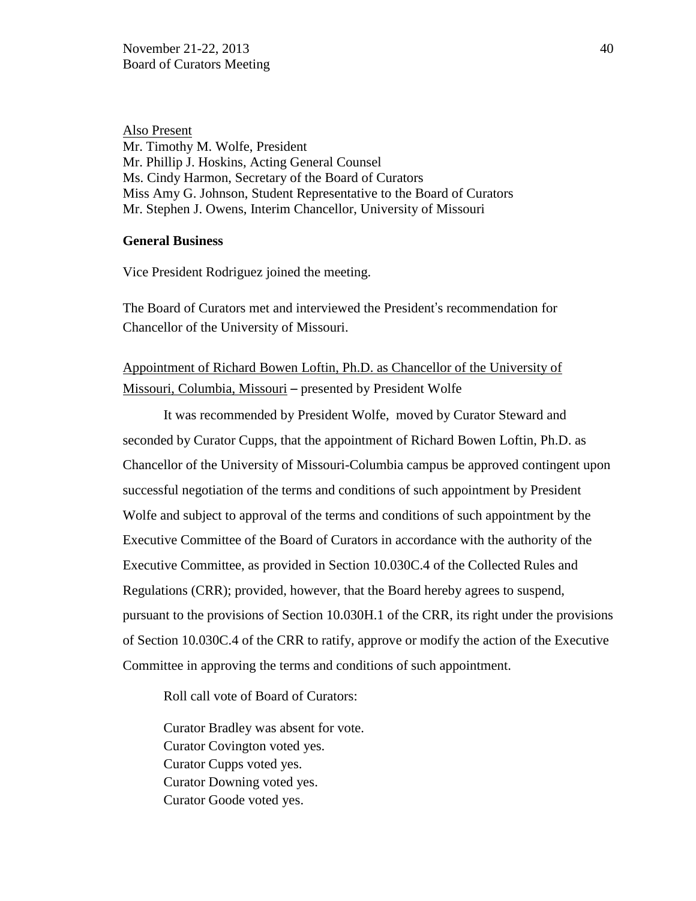Also Present

Mr. Timothy M. Wolfe, President
Mr. Phillip J. Hoskins, Acting General Counsel
Ms. Cindy Harmon, Secretary of the Board of Curators
Miss Amy G. Johnson, Student Representative to the Board of Curators
Mr. Stephen J. Owens, Interim Chancellor, University of Missouri

**General Business**

Vice President Rodriguez joined the meeting.

The Board of Curators met and interviewed the President's recommendation for Chancellor of the University of Missouri.

Appointment of Richard Bowen Loftin, Ph.D. as Chancellor of the University of Missouri, Columbia, Missouri – presented by President Wolfe

It was recommended by President Wolfe, moved by Curator Steward and seconded by Curator Cupps, that the appointment of Richard Bowen Loftin, Ph.D. as Chancellor of the University of Missouri-Columbia campus be approved contingent upon successful negotiation of the terms and conditions of such appointment by President Wolfe and subject to approval of the terms and conditions of such appointment by the Executive Committee of the Board of Curators in accordance with the authority of the Executive Committee, as provided in Section 10.030C.4 of the Collected Rules and Regulations (CRR); provided, however, that the Board hereby agrees to suspend, pursuant to the provisions of Section 10.030H.1 of the CRR, its right under the provisions of Section 10.030C.4 of the CRR to ratify, approve or modify the action of the Executive Committee in approving the terms and conditions of such appointment.

Roll call vote of Board of Curators:

Curator Bradley was absent for vote.
Curator Covington voted yes.
Curator Cupps voted yes.
Curator Downing voted yes.
Curator Goode voted yes.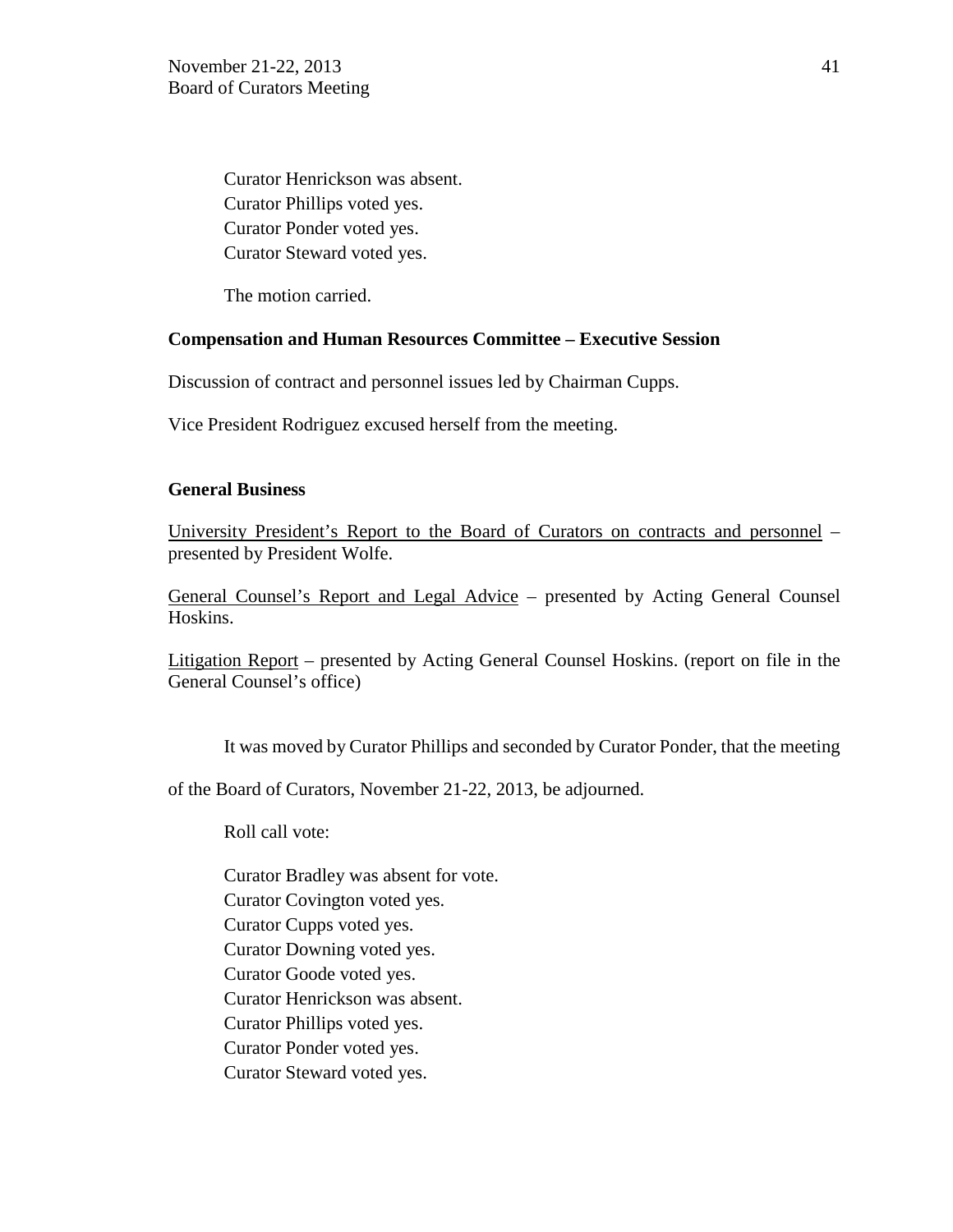Curator Henrickson was absent.  
Curator Phillips voted yes.  
Curator Ponder voted yes.  
Curator Steward voted yes.

The motion carried.

**Compensation and Human Resources Committee – Executive Session**

Discussion of contract and personnel issues led by Chairman Cupps.

Vice President Rodriguez excused herself from the meeting.

**General Business**

University President's Report to the Board of Curators on contracts and personnel – presented by President Wolfe.

General Counsel's Report and Legal Advice – presented by Acting General Counsel Hoskins.

Litigation Report – presented by Acting General Counsel Hoskins. (report on file in the General Counsel's office)

It was moved by Curator Phillips and seconded by Curator Ponder, that the meeting of the Board of Curators, November 21-22, 2013, be adjourned.

Roll call vote:

Curator Bradley was absent for vote.  
Curator Covington voted yes.  
Curator Cupps voted yes.  
Curator Downing voted yes.  
Curator Goode voted yes.  
Curator Henrickson was absent.  
Curator Phillips voted yes.  
Curator Ponder voted yes.  
Curator Steward voted yes.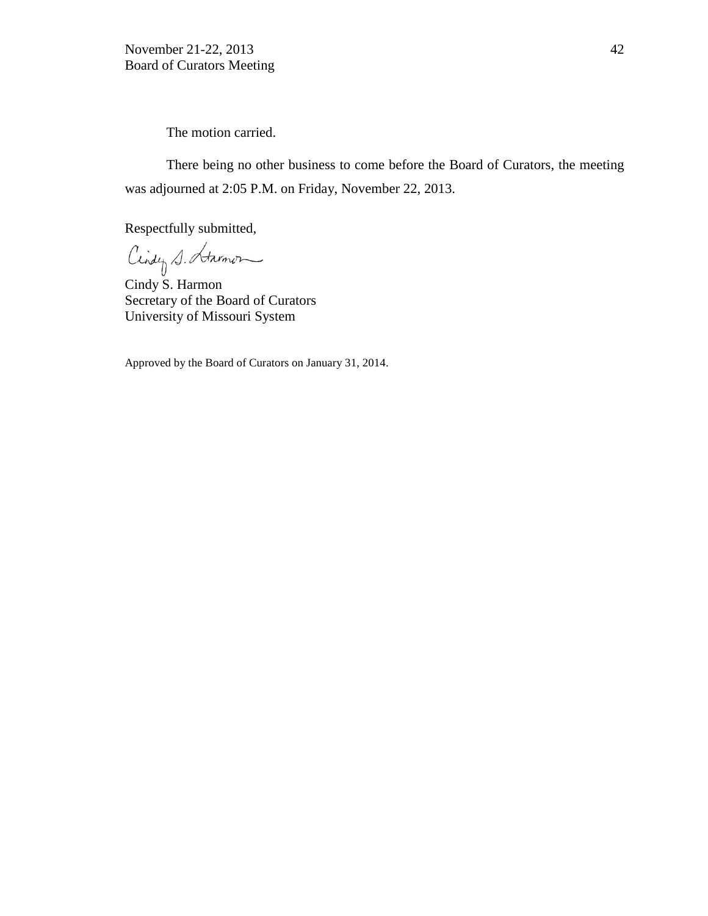The motion carried.

There being no other business to come before the Board of Curators, the meeting was adjourned at 2:05 P.M. on Friday, November 22, 2013.

Respectfully submitted,

Cindy S. Harmon
Secretary of the Board of Curators
University of Missouri System

Approved by the Board of Curators on January 31, 2014.